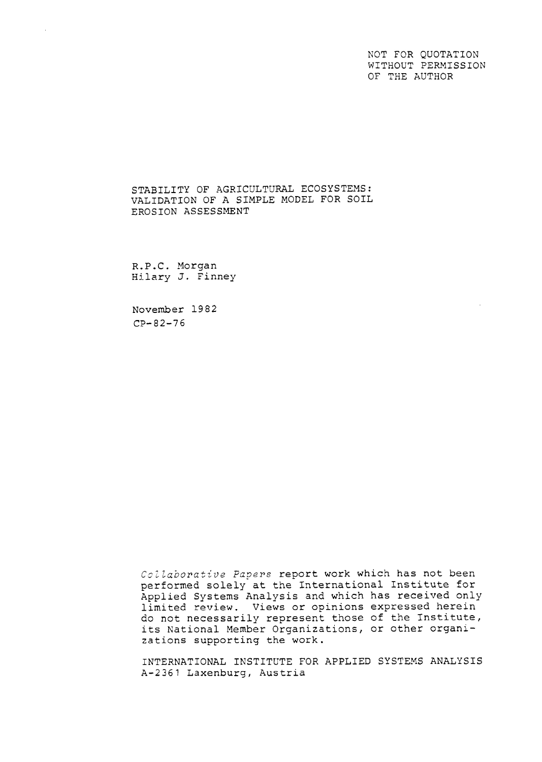NOT FOR QUOTATION
WITHOUT PERMISSION
OF THE AUTHOR

# STABILITY OF AGRICULTURAL ECOSYSTEMS: VALIDATION OF A SIMPLE MODEL FOR SOIL EROSION ASSESSMENT

R.P.C. Morgan
Hilary J. Finney

November 1982
CP-82-76

*Collaborative Papers* report work which has not been performed solely at the International Institute for Applied Systems Analysis and which has received only limited review. Views or opinions expressed herein do not necessarily represent those of the Institute, its National Member Organizations, or other organizations supporting the work.

INTERNATIONAL INSTITUTE FOR APPLIED SYSTEMS ANALYSIS
A-2361 Laxenburg, Austria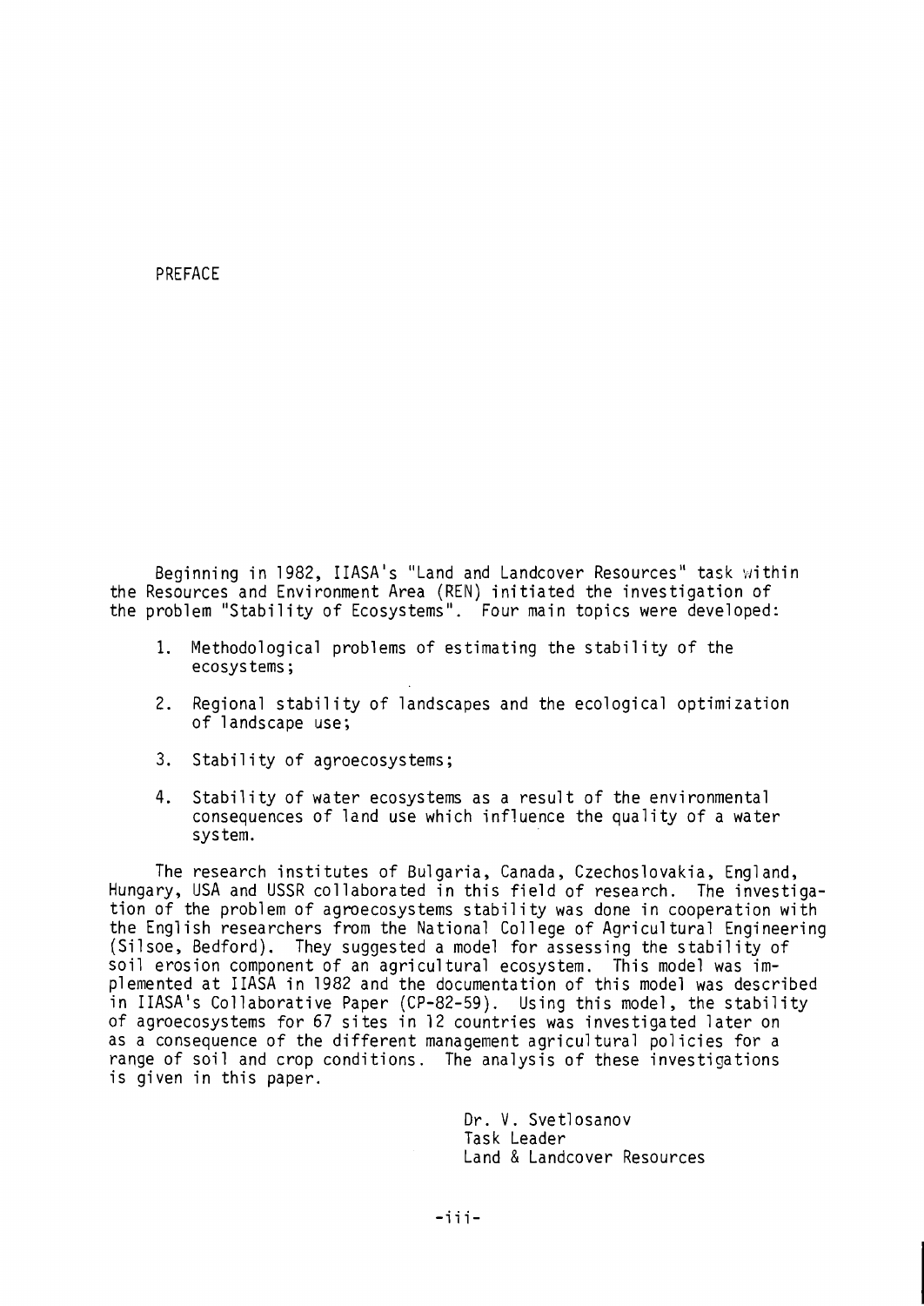# PREFACE

Beginning in 1982, IIASA's "Land and Landcover Resources" task within the Resources and Environment Area (REN) initiated the investigation of the problem "Stability of Ecosystems". Four main topics were developed:

1. Methodological problems of estimating the stability of the ecosystems;
2. Regional stability of landscapes and the ecological optimization of landscape use;
3. Stability of agroecosystems;
4. Stability of water ecosystems as a result of the environmental consequences of land use which influence the quality of a water system.

The research institutes of Bulgaria, Canada, Czechoslovakia, England, Hungary, USA and USSR collaborated in this field of research. The investigation of the problem of agroecosystems stability was done in cooperation with the English researchers from the National College of Agricultural Engineering (Silsoe, Bedford). They suggested a model for assessing the stability of soil erosion component of an agricultural ecosystem. This model was implemented at IIASA in 1982 and the documentation of this model was described in IIASA's Collaborative Paper (CP-82-59). Using this model, the stability of agroecosystems for 67 sites in 12 countries was investigated later on as a consequence of the different management agricultural policies for a range of soil and crop conditions. The analysis of these investigations is given in this paper.

Dr. V. Svetlosanov
Task Leader
Land & Landcover Resources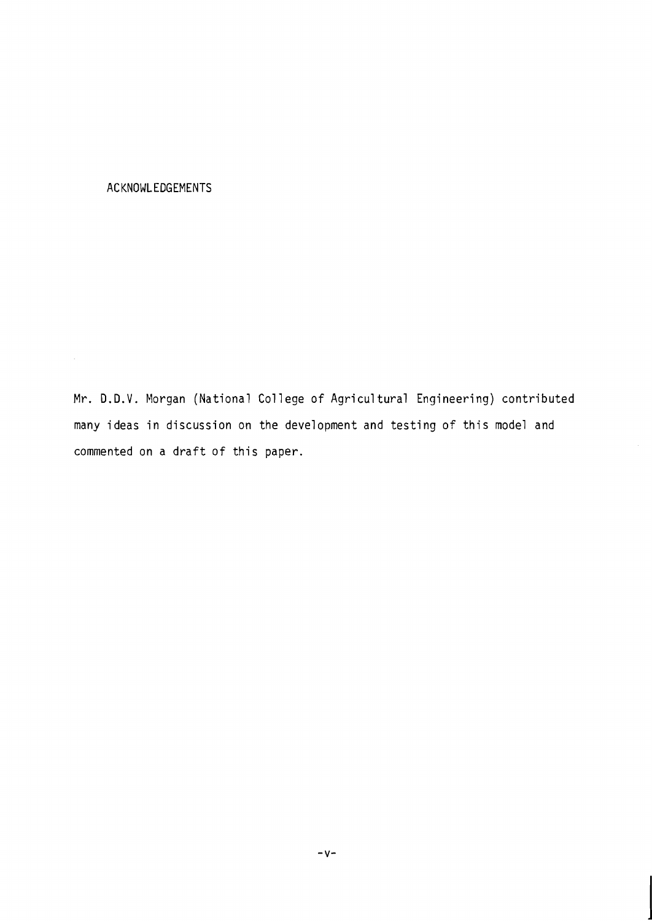# ACKNOWLEDGEMENTS

Mr. D.D.V. Morgan (National College of Agricultural Engineering) contributed many ideas in discussion on the development and testing of this model and commented on a draft of this paper.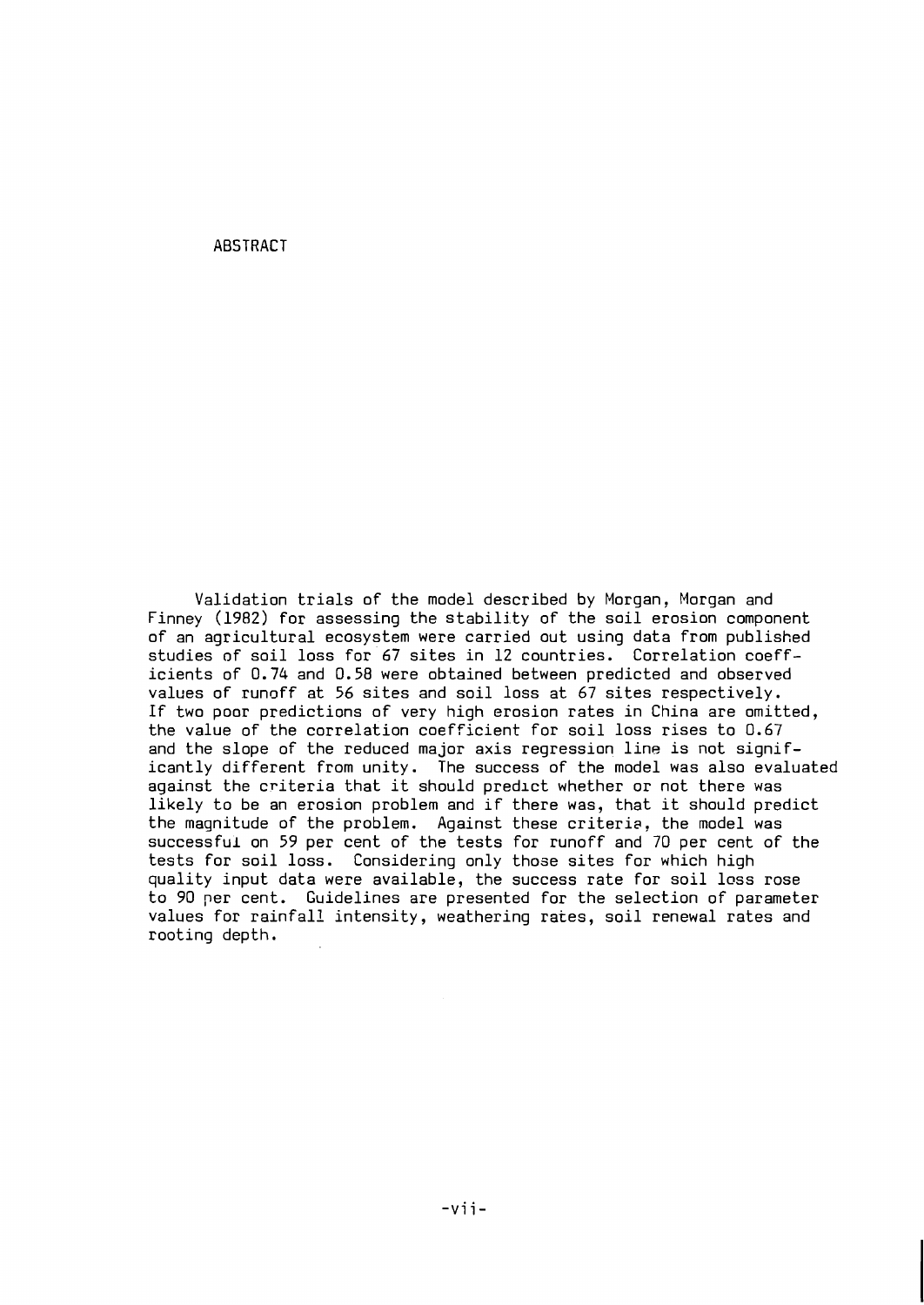# ABSTRACT

Validation trials of the model described by Morgan, Morgan and Finney (1982) for assessing the stability of the soil erosion component of an agricultural ecosystem were carried out using data from published studies of soil loss for 67 sites in 12 countries. Correlation coefficients of 0.74 and 0.58 were obtained between predicted and observed values of runoff at 56 sites and soil loss at 67 sites respectively. If two poor predictions of very high erosion rates in China are omitted, the value of the correlation coefficient for soil loss rises to 0.67 and the slope of the reduced major axis regression line is not significantly different from unity. The success of the model was also evaluated against the criteria that it should predict whether or not there was likely to be an erosion problem and if there was, that it should predict the magnitude of the problem. Against these criteria, the model was successful on 59 per cent of the tests for runoff and 70 per cent of the tests for soil loss. Considering only those sites for which high quality input data were available, the success rate for soil loss rose to 90 per cent. Guidelines are presented for the selection of parameter values for rainfall intensity, weathering rates, soil renewal rates and rooting depth.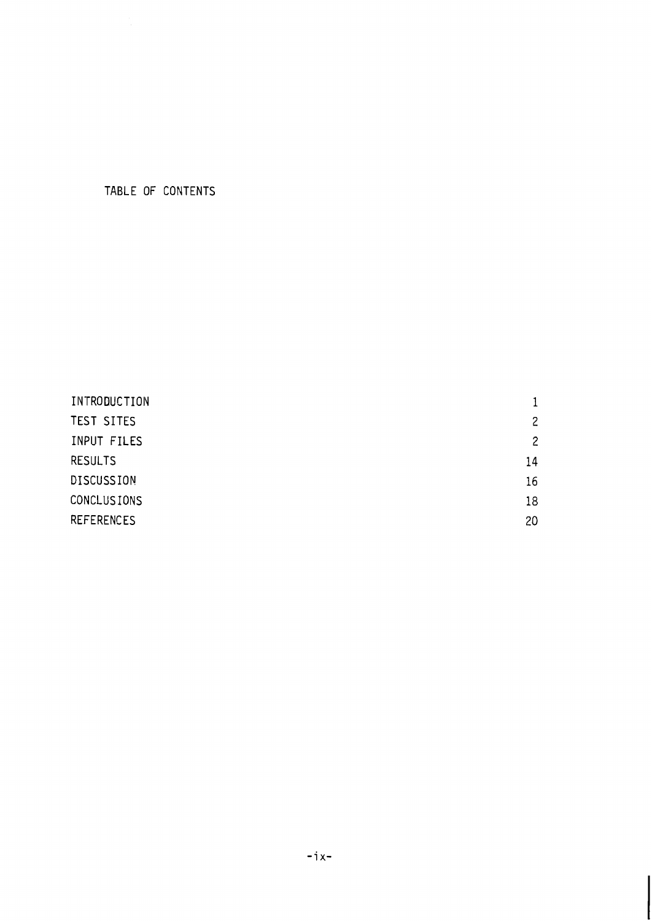# TABLE OF CONTENTS

| | |
|---|---|
| INTRODUCTION | 1 |
| TEST SITES | 2 |
| INPUT FILES | 2 |
| RESULTS | 14 |
| DISCUSSION | 16 |
| CONCLUSIONS | 18 |
| REFERENCES | 20 |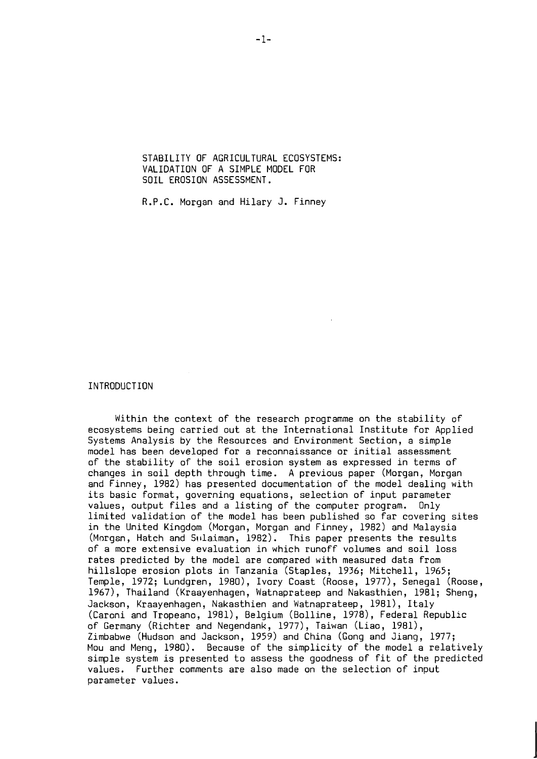# STABILITY OF AGRICULTURAL ECOSYSTEMS: VALIDATION OF A SIMPLE MODEL FOR SOIL EROSION ASSESSMENT.

R.P.C. Morgan and Hilary J. Finney

## INTRODUCTION

Within the context of the research programme on the stability of ecosystems being carried out at the International Institute for Applied Systems Analysis by the Resources and Environment Section, a simple model has been developed for a reconnaissance or initial assessment of the stability of the soil erosion system as expressed in terms of changes in soil depth through time. A previous paper (Morgan, Morgan and Finney, 1982) has presented documentation of the model dealing with its basic format, governing equations, selection of input parameter values, output files and a listing of the computer program. Only limited validation of the model has been published so far covering sites in the United Kingdom (Morgan, Morgan and Finney, 1982) and Malaysia (Morgan, Hatch and Sulaiman, 1982). This paper presents the results of a more extensive evaluation in which runoff volumes and soil loss rates predicted by the model are compared with measured data from hillslope erosion plots in Tanzania (Staples, 1936; Mitchell, 1965; Temple, 1972; Lundgren, 1980), Ivory Coast (Roose, 1977), Senegal (Roose, 1967), Thailand (Kraayenhagen, Watnaprateep and Nakasthien, 1981; Sheng, Jackson, Kraayenhagen, Nakasthien and Watnaprateep, 1981), Italy (Caroni and Tropeano, 1981), Belgium (Bolline, 1978), Federal Republic of Germany (Richter and Negendank, 1977), Taiwan (Liao, 1981), Zimbabwe (Hudson and Jackson, 1959) and China (Gong and Jiang, 1977; Mou and Meng, 1980). Because of the simplicity of the model a relatively simple system is presented to assess the goodness of fit of the predicted values. Further comments are also made on the selection of input parameter values.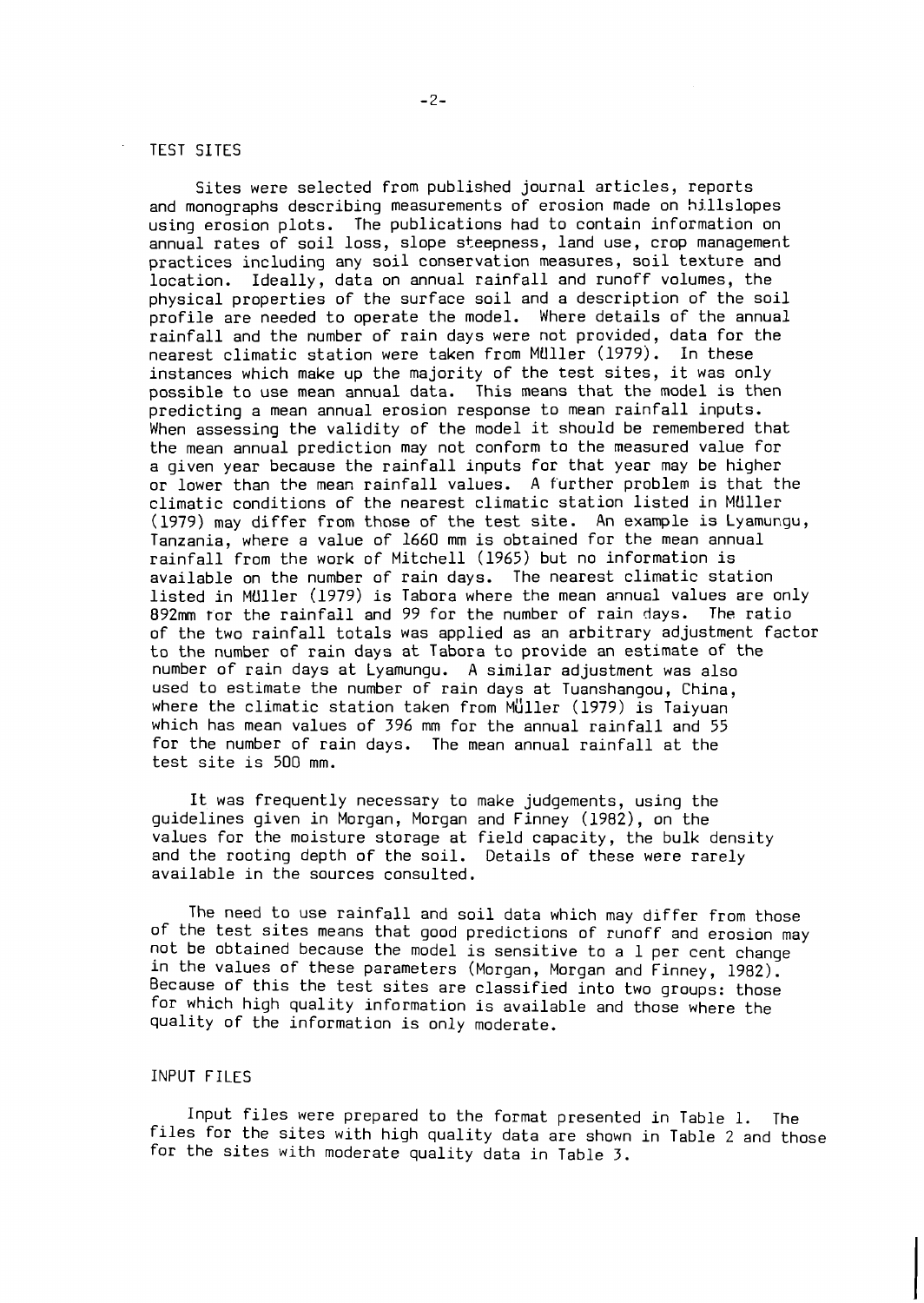## TEST SITES

Sites were selected from published journal articles, reports and monographs describing measurements of erosion made on hillslopes using erosion plots. The publications had to contain information on annual rates of soil loss, slope steepness, land use, crop management practices including any soil conservation measures, soil texture and location. Ideally, data on annual rainfall and runoff volumes, the physical properties of the surface soil and a description of the soil profile are needed to operate the model. Where details of the annual rainfall and the number of rain days were not provided, data for the nearest climatic station were taken from Müller (1979). In these instances which make up the majority of the test sites, it was only possible to use mean annual data. This means that the model is then predicting a mean annual erosion response to mean rainfall inputs. When assessing the validity of the model it should be remembered that the mean annual prediction may not conform to the measured value for a given year because the rainfall inputs for that year may be higher or lower than the mean rainfall values. A further problem is that the climatic conditions of the nearest climatic station listed in Müller (1979) may differ from those of the test site. An example is Lyamungu, Tanzania, where a value of 1660 mm is obtained for the mean annual rainfall from the work of Mitchell (1965) but no information is available on the number of rain days. The nearest climatic station listed in Müller (1979) is Tabora where the mean annual values are only 892mm for the rainfall and 99 for the number of rain days. The ratio of the two rainfall totals was applied as an arbitrary adjustment factor to the number of rain days at Tabora to provide an estimate of the number of rain days at Lyamungu. A similar adjustment was also used to estimate the number of rain days at Tuanshangou, China, where the climatic station taken from Müller (1979) is Taiyuan which has mean values of 396 mm for the annual rainfall and 55 for the number of rain days. The mean annual rainfall at the test site is 500 mm.

It was frequently necessary to make judgements, using the guidelines given in Morgan, Morgan and Finney (1982), on the values for the moisture storage at field capacity, the bulk density and the rooting depth of the soil. Details of these were rarely available in the sources consulted.

The need to use rainfall and soil data which may differ from those of the test sites means that good predictions of runoff and erosion may not be obtained because the model is sensitive to a 1 per cent change in the values of these parameters (Morgan, Morgan and Finney, 1982). Because of this the test sites are classified into two groups: those for which high quality information is available and those where the quality of the information is only moderate.

## INPUT FILES

Input files were prepared to the format presented in Table 1. The files for the sites with high quality data are shown in Table 2 and those for the sites with moderate quality data in Table 3.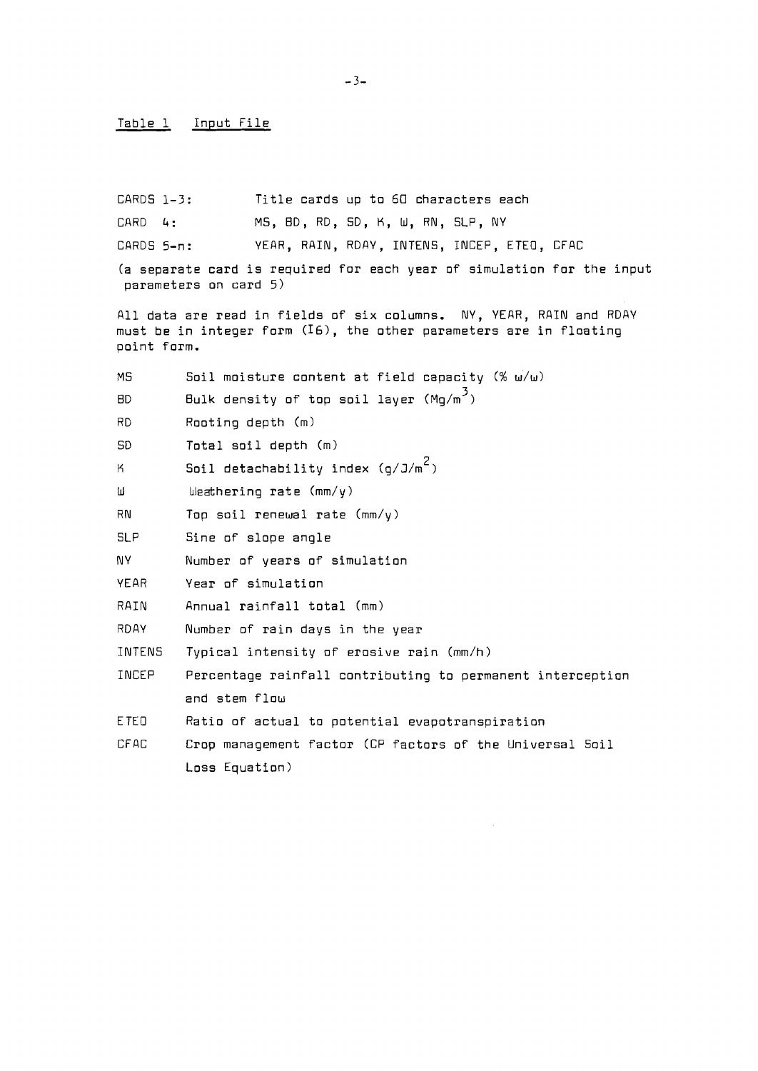Table 1 Input File

| | |
|---|---|
| CARDS 1-3: | Title cards up to 60 characters each |
| CARD 4: | MS, BD, RD, SD, K, W, RN, SLP, NY |
| CARDS 5-n: | YEAR, RAIN, RDAY, INTENS, INCEP, ETEO, CFAC |

(a separate card is required for each year of simulation for the input parameters on card 5)

All data are read in fields of six columns. NY, YEAR, RAIN and RDAY must be in integer form (I6), the other parameters are in floating point form.

| | |
|---|---|
| MS | Soil moisture content at field capacity (% w/w) |
| BD | Bulk density of top soil layer ($Mg/m^3$) |
| RD | Rooting depth (m) |
| SD | Total soil depth (m) |
| K | Soil detachability index ($g/J/m^2$) |
| W | Weathering rate (mm/y) |
| RN | Top soil renewal rate (mm/y) |
| SLP | Sine of slope angle |
| NY | Number of years of simulation |
| YEAR | Year of simulation |
| RAIN | Annual rainfall total (mm) |
| RDAY | Number of rain days in the year |
| INTENS | Typical intensity of erosive rain (mm/h) |
| INCEP | Percentage rainfall contributing to permanent interception and stem flow |
| ETEO | Ratio of actual to potential evapotranspiration |
| CFAC | Crop management factor (CP factors of the Universal Soil Loss Equation) |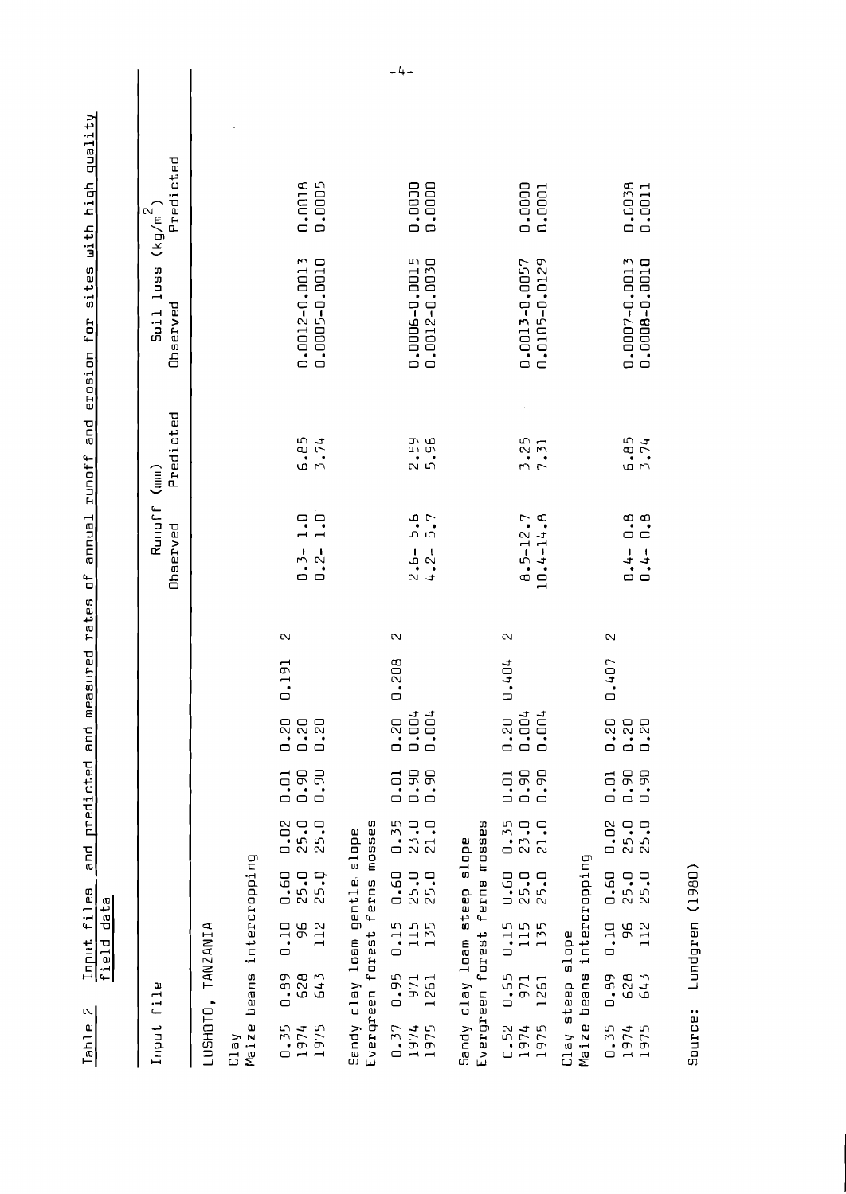Table 2 Input files and predicted and measured rates of annual runoff and erosion for sites with high quality field data

| Input file | | | | | | | | | Runoff (mm) Observed | Runoff (mm) Predicted | Soil loss ($kg/m^2$) Observed | Soil loss ($kg/m^2$) Predicted |
|---|---|---|---|---|---|---|---|---|---|---|---|---|
| LUSHOTO, TANZANIA | | | | | | | | | | | | |
| Clay | | | | | | | | | | | | |
| Maize beans intercropping | | | | | | | | | | | | |
| 0.35 | 0.89 | 0.10 | 0.60 | 0.02 | 0.01 | 0.20 | 0.191 | 2 | | | | |
| 1974 | 628 | 96 | 25.0 | 25.0 | 0.90 | 0.20 | | | 0.3- 1.0 | 6.85 | 0.0012-0.0013 | 0.0018 |
| 1975 | 643 | 112 | 25.0 | 25.0 | 0.90 | 0.20 | | | 0.2- 1.0 | 3.74 | 0.0005-0.0010 | 0.0005 |
| Sandy clay loam gentle slope | | | | | | | | | | | | |
| Evergreen forest ferns mosses | | | | | | | | | | | | |
| 0.37 | 0.95 | 0.15 | 0.60 | 0.35 | 0.01 | 0.20 | 0.208 | 2 | | | | |
| 1974 | 971 | 115 | 25.0 | 23.0 | 0.90 | 0.004 | | | 2.6- 5.6 | 2.59 | 0.0006-0.0015 | 0.0000 |
| 1975 | 1261 | 135 | 25.0 | 21.0 | 0.90 | 0.004 | | | 4.2- 5.7 | 5.96 | 0.0012-0.0030 | 0.0000 |
| Sandy clay loam steep slope | | | | | | | | | | | | |
| Evergreen forest ferns mosses | | | | | | | | | | | | |
| 0.52 | 0.65 | 0.15 | 0.60 | 0.35 | 0.01 | 0.20 | 0.404 | 2 | | | | |
| 1974 | 971 | 115 | 25.0 | 23.0 | 0.90 | 0.004 | | | 8.5-12.7 | 3.25 | 0.0013-0.0057 | 0.0000 |
| 1975 | 1261 | 135 | 25.0 | 21.0 | 0.90 | 0.004 | | | 10.4-14.8 | 7.31 | 0.0105-0.0129 | 0.0001 |
| Clay steep slope | | | | | | | | | | | | |
| Maize beans intercropping | | | | | | | | | | | | |
| 0.35 | 0.89 | 0.10 | 0.60 | 0.02 | 0.01 | 0.20 | 0.407 | 2 | | | | |
| 1974 | 628 | 96 | 25.0 | 25.0 | 0.90 | 0.20 | | | 0.4- 0.8 | 6.85 | 0.0007-0.0013 | 0.0038 |
| 1975 | 643 | 112 | 25.0 | 25.0 | 0.90 | 0.20 | | | 0.4- 0.8 | 3.74 | 0.0008-0.0010 | 0.0011 |

Source: Lundgren (1980)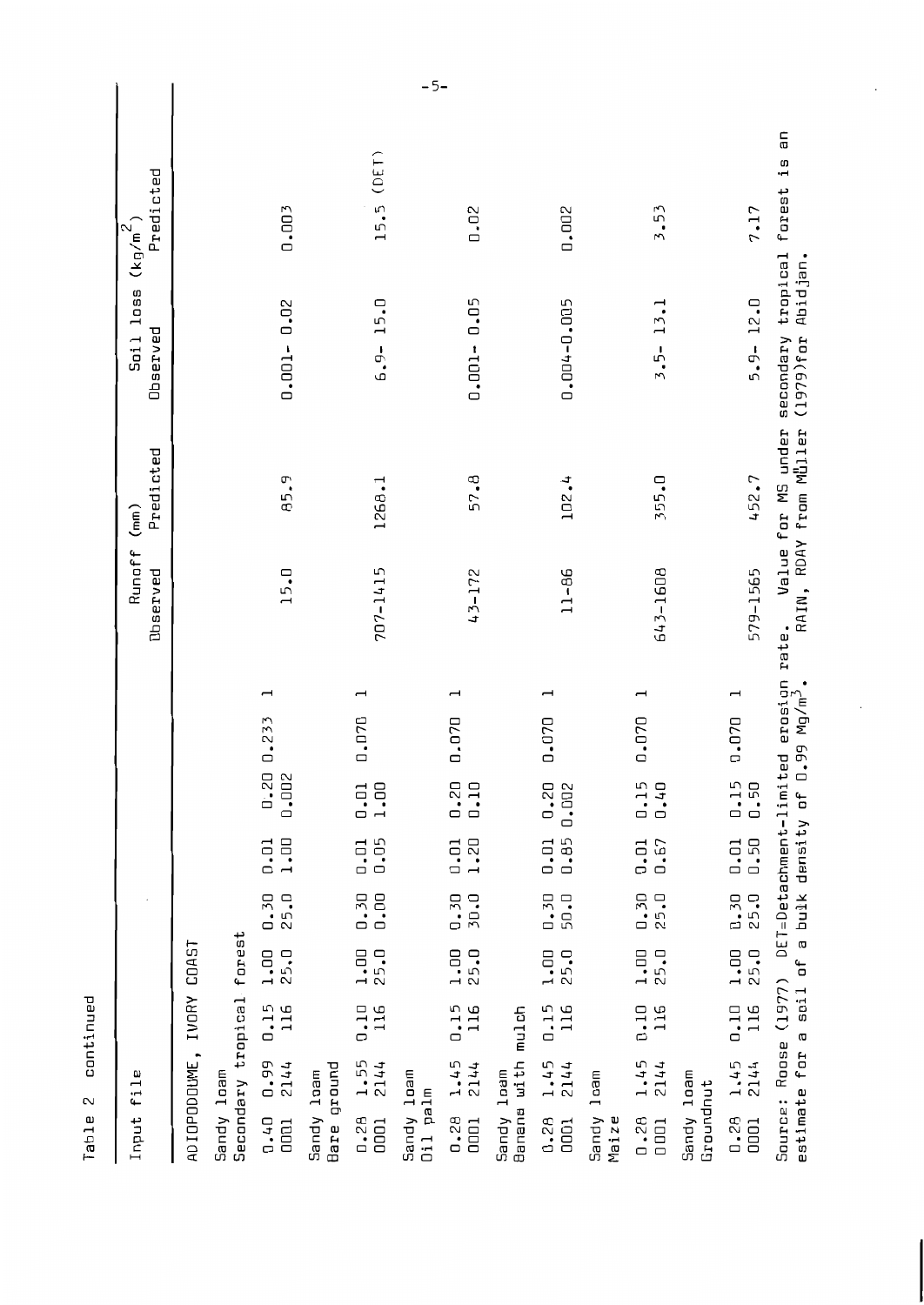Table 2 continued

| Input file | | | | | | | | Runoff (mm) Observed | Predicted | Soil loss ($kg/m^2$) Observed | Predicted |
|---|---|---|---|---|---|---|---|---|---|---|---|
| ADIOPODOUME, IVORY COAST | | | | | | | | | | | |
| Sandy loam<br>Secondary tropical forest | | | | | | | | | | | |
| 0.40 0001 | 0.99 2144 | 0.15 116 | 1.00 25.0 | 0.30 25.0 | 0.01 1.00 | 0.20 0.002 | 0.233 1 | 15.0 | 85.9 | 0.001- 0.02 | 0.003 |
| Sandy loam<br>Bare ground | | | | | | | | | | | |
| 0.28 0001 | 1.55 2144 | 0.10 116 | 1.00 25.0 | 0.30 0.00 | 0.01 0.05 | 0.01 1.00 | 0.070 1 | 707-1415 | 1268.1 | 6.9- 15.0 | 15.5 (DET) |
| Sandy loam<br>Oil palm | | | | | | | | | | | |
| 0.28 0001 | 1.45 2144 | 0.15 116 | 1.00 25.0 | 0.30 30.0 | 0.01 1.20 | 0.20 0.10 | 0.070 1 | 43-172 | 57.8 | 0.001- 0.05 | 0.02 |
| Sandy loam<br>Banana with mulch | | | | | | | | | | | |
| 0.28 0001 | 1.45 2144 | 0.15 116 | 1.00 25.0 | 0.30 50.0 | 0.01 0.85 | 0.20 0.002 | 0.070 1 | 11-86 | 102.4 | 0.004-0.005 | 0.002 |
| Sandy loam<br>Maize | | | | | | | | | | | |
| 0.28 0001 | 1.45 2144 | 0.10 116 | 1.00 25.0 | 0.30 25.0 | 0.01 0.67 | 0.15 0.40 | 0.070 1 | 643-1608 | 355.0 | 3.5- 13.1 | 3.53 |
| Sandy loam<br>Groundnut | | | | | | | | | | | |
| 0.28 0001 | 1.45 2144 | 0.10 116 | 1.00 25.0 | 0.30 25.0 | 0.01 0.50 | 0.15 0.50 | 0.070 1 | 579-1565 | 452.7 | 5.9- 12.0 | 7.17 |

Source: Roose (1977) DET=Detachment-limited erosion rate. Value for MS under secondary tropical forest is an estimate for a soil of a bulk density of 0.99 $Mg/m^3$. RAIN, RDAY from Müller (1979) for Abidjan.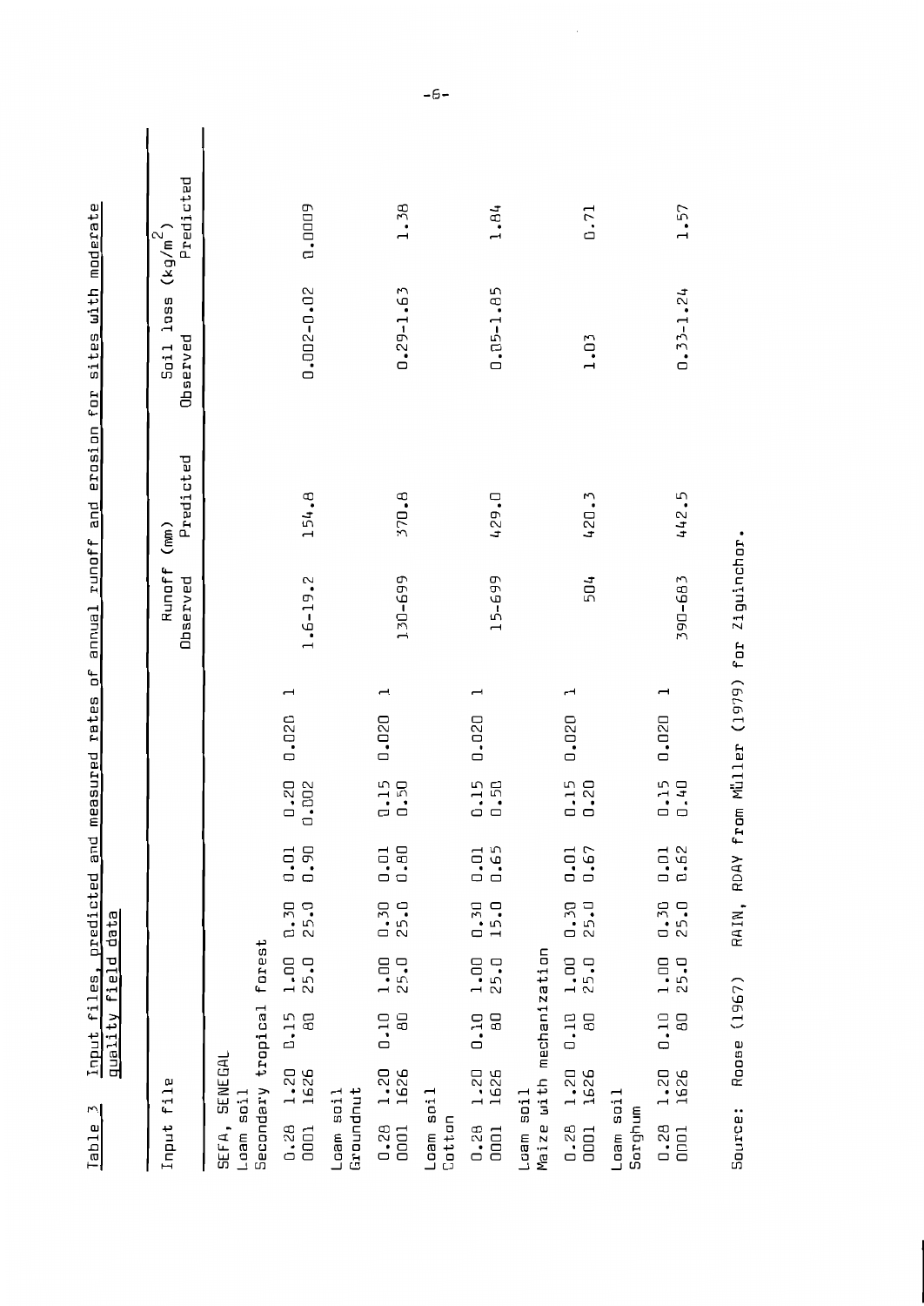Table 3 Input files, predicted and measured rates of annual runoff and erosion for sites with moderate quality field data

| Input file | Runoff (mm) Observed | Runoff (mm) Predicted | Soil loss (kg/m$^2$) Observed | Soil loss (kg/m$^2$) Predicted |
|---|---|---|---|---|
| SEFA, SENEGAL<br>Loam soil<br>Secondary tropical forest | | | | |
| 0.28 1.20 0.15 1.00 0.30 0.01 0.20 0.020 1<br>0001 1626 80 25.0 25.0 0.90 0.002 | 1.6-19.2 | 154.8 | 0.002-0.02 | 0.0009 |
| Loam soil<br>Groundnut | | | | |
| 0.28 1.20 0.10 1.00 0.30 0.01 0.15 0.020 1<br>0001 1626 80 25.0 25.0 0.80 0.50 | 130-699 | 370.8 | 0.29-1.63 | 1.38 |
| Loam soil<br>Cotton | | | | |
| 0.28 1.20 0.10 1.00 0.30 0.01 0.15 0.020 1<br>0001 1626 80 25.0 15.0 0.65 0.50 | 15-699 | 429.0 | 0.05-1.85 | 1.84 |
| Loam soil<br>Maize with mechanization | | | | |
| 0.28 1.20 0.10 1.00 0.30 0.01 0.15 0.020 1<br>0001 1626 80 25.0 25.0 0.67 0.20 | 504 | 420.3 | 1.03 | 0.71 |
| Loam soil<br>Sorghum | | | | |
| 0.28 1.20 0.10 1.00 0.30 0.01 0.15 0.020 1<br>0001 1626 80 25.0 25.0 0.62 0.40 | 390-683 | 442.5 | 0.33-1.24 | 1.57 |

Source: Roose (1967) RAIN, RDAY from Müller (1979) for Ziguinchor.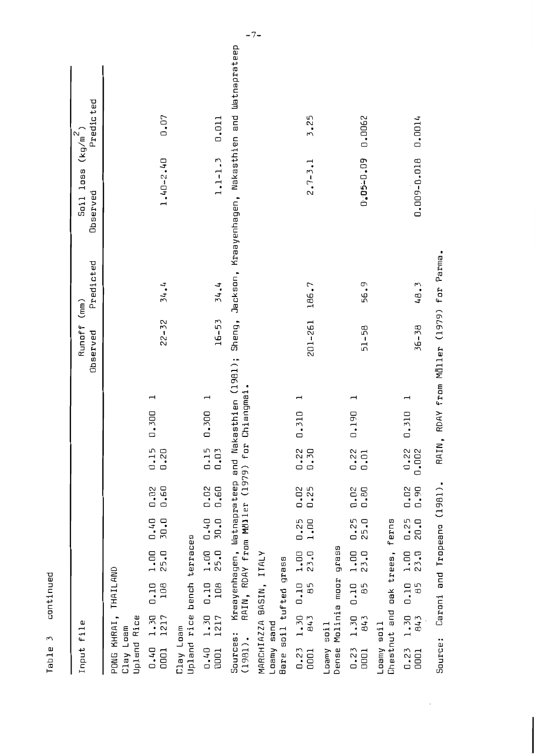Table 3 continued

| Input file | Runoff (mm) | | Soil loss (kg/m$^2$) | |
|---|---|---|---|---|
| | Observed | Predicted | Observed | Predicted |
| PONG KHRAI, THAILAND<br>Clay Loam<br>Upland Rice | | | | |
| 0.40 1.30 0.10 1.00 0.40 0.02 0.15 0.300 1<br>0001 1217 108 25.0 30.0 0.60 0.20 | 22-32 | 34.4 | 1.40-2.40 | 0.07 |
| Clay Loam<br>Upland rice bench terraces | | | | |
| 0.40 1.30 0.10 1.00 0.40 0.02 0.15 0.300 1<br>0001 1217 108 25.0 30.0 0.60 0.03 | 16-53 | 34.4 | 1.1-1.3 | 0.011 |

Sources: Kraayenhagen, Watnaprateep and Nakasthien (1981); Sheng, Jackson, Kraayenhagen, Nakasthien and Watnaprateep (1981). RAIN, RDAY from Müller (1979) for Chiangmai.

| Input file | Runoff (mm) | | Soil loss (kg/m$^2$) | |
|---|---|---|---|---|
| | Observed | Predicted | Observed | Predicted |
| MARCHIAZZA BASIN, ITALY<br>Loamy sand<br>Bare soil tufted grass | | | | |
| 0.23 1.30 0.10 1.00 0.25 0.02 0.22 0.310 1<br>0001 843 85 23.0 1.00 0.25 0.30 | 201-261 | 186.7 | 2.7-3.1 | 3.25 |
| Loamy soil<br>Dense Molinia moor grass | | | | |
| 0.23 1.30 0.10 1.00 0.25 0.02 0.22 0.190 1<br>0001 843 85 23.0 25.0 0.80 0.01 | 51-58 | 56.9 | 0.05-0.09 | 0.0062 |
| Loamy soil<br>Chestnut and oak trees, ferns | | | | |
| 0.23 1.30 0.10 1.00 0.25 0.02 0.22 0.310 1<br>0001 843 85 23.0 20.0 0.90 0.002 | 36-38 | 48.3 | 0.009-0.018 | 0.0014 |

Source: Caroni and Tropeano (1981). RAIN, RDAY from Müller (1979) for Parma.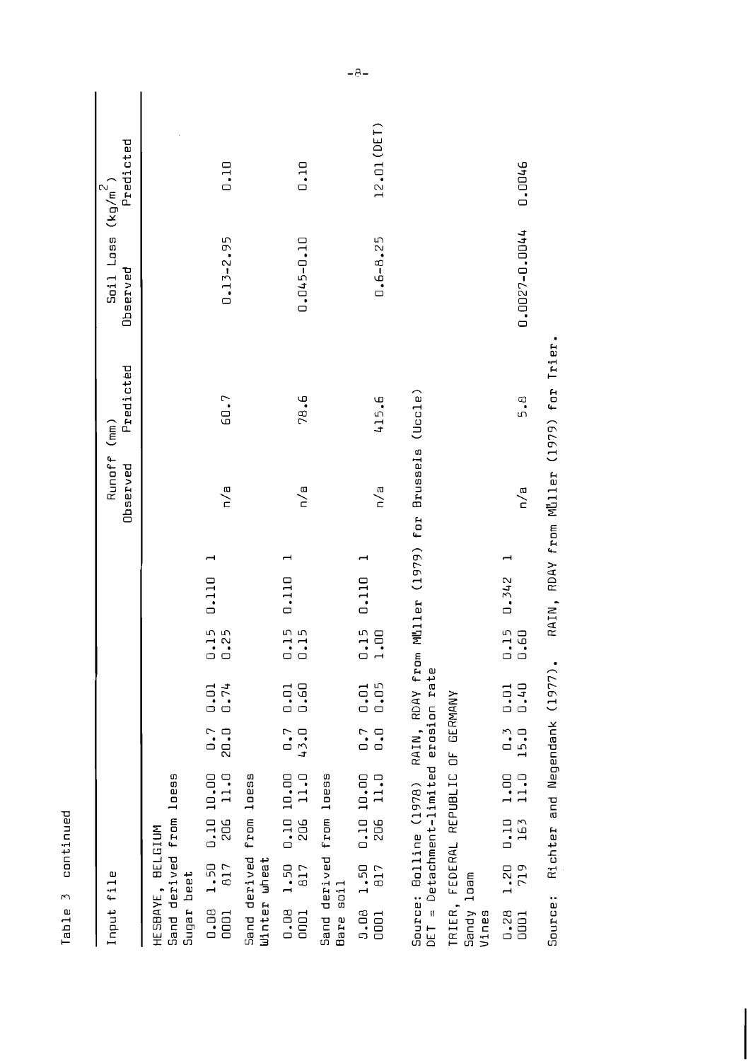Table 3 continued

| Input file | Runoff (mm) Observed | Runoff (mm) Predicted | Soil Loss ($kg/m^2$) Observed | Soil Loss ($kg/m^2$) Predicted |
|---|---|---|---|---|
| HESBAYE, BELGIUM | | | | |
| Sand derived from loess | | | | |
| Sugar beet | | | | |
| 0.08 1.50 0.10 10.00 0.7 0.01 0.15 0.110 1<br>0001 817 206 11.0 20.0 0.74 0.25 | n/a | 60.7 | 0.13-2.95 | 0.10 |
| Sand derived from loess | | | | |
| Winter wheat | | | | |
| 0.08 1.50 0.10 10.00 0.7 0.01 0.15 0.110 1<br>0001 817 206 11.0 43.0 0.60 0.15 | n/a | 78.6 | 0.045-0.10 | 0.10 |
| Sand derived from loess | | | | |
| Bare soil | | | | |
| 0.08 1.50 0.10 10.00 0.7 0.01 0.15 0.110 1<br>0001 817 206 11.0 0.0 0.05 1.00 | n/a | 415.6 | 0.6-8.25 | 12.01(DET) |

Source: Bolline (1978) RAIN, RDAY from Müller (1979) for Brussels (Uccle)
DET = Detachment-limited erosion rate

| Input file | Runoff (mm) Observed | Runoff (mm) Predicted | Soil Loss ($kg/m^2$) Observed | Soil Loss ($kg/m^2$) Predicted |
|---|---|---|---|---|
| TRIER, FEDERAL REPUBLIC OF GERMANY | | | | |
| Sandy loam | | | | |
| Vines | | | | |
| 0.28 1.20 0.10 1.00 0.3 0.01 0.15 0.342 1<br>0001 719 163 11.0 15.0 0.40 0.60 | n/a | 5.8 | 0.0027-0.0044 | 0.0046 |

Source: Richter and Negendank (1977). RAIN, RDAY from Müller (1979) for Trier.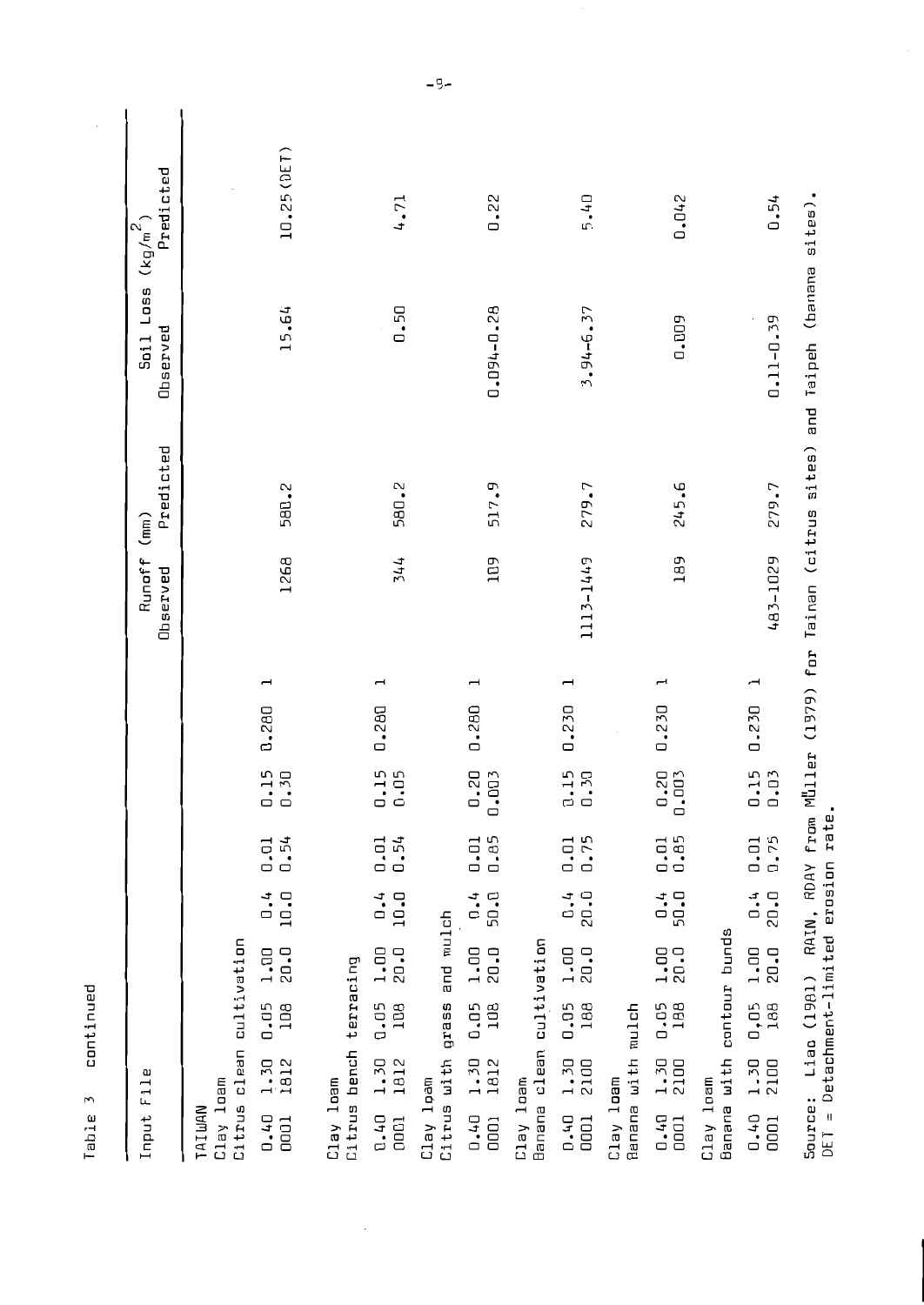Table 3 continued

| Input File | Runoff (mm) Observed | Runoff (mm) Predicted | Soil Loss (kg/m²) Observed | Soil Loss (kg/m²) Predicted |
|---|---|---|---|---|
| TAIWAN | | | | |
| Clay loam<br>Citrus clean cultivation | | | | |
| 0.40 1.30 0.05 1.00 0.4 0.01 0.15 0.280 1<br>0001 1812 108 20.0 10.0 0.54 0.30 | 1268 | 580.2 | 15.64 | 10.25 (DET) |
| Clay loam<br>Citrus bench terracing | | | | |
| 0.40 1.30 0.05 1.00 0.4 0.01 0.15 0.280 1<br>0001 1812 108 20.0 10.0 0.54 0.05 | 344 | 580.2 | 0.50 | 4.71 |
| Clay loam<br>Citrus with grass and mulch | | | | |
| 0.40 1.30 0.05 1.00 0.4 0.01 0.20 0.280 1<br>0001 1812 108 20.0 50.0 0.85 0.003 | 109 | 517.9 | 0.094-0.28 | 0.22 |
| Clay loam<br>Banana clean cultivation | | | | |
| 0.40 1.30 0.05 1.00 0.4 0.01 0.15 0.230 1<br>0001 2100 188 20.0 20.0 0.75 0.30 | 1113-1449 | 279.7 | 3.94-6.37 | 5.40 |
| Clay loam<br>Banana with mulch | | | | |
| 0.40 1.30 0.05 1.00 0.4 0.01 0.20 0.230 1<br>0001 2100 188 20.0 50.0 0.85 0.003 | 189 | 245.6 | 0.009 | 0.042 |
| Clay loam<br>Banana with contour bunds | | | | |
| 0.40 1.30 0.05 1.00 0.4 0.01 0.15 0.230 1<br>0001 2100 188 20.0 20.0 0.75 0.03 | 483-1029 | 279.7 | 0.11-0.39 | 0.54 |

Source: Liao (1981) RAIN, RDAY from Müller (1979) for Tainan (citrus sites) and Taipeh (banana sites).
DET = Detachment-limited erosion rate.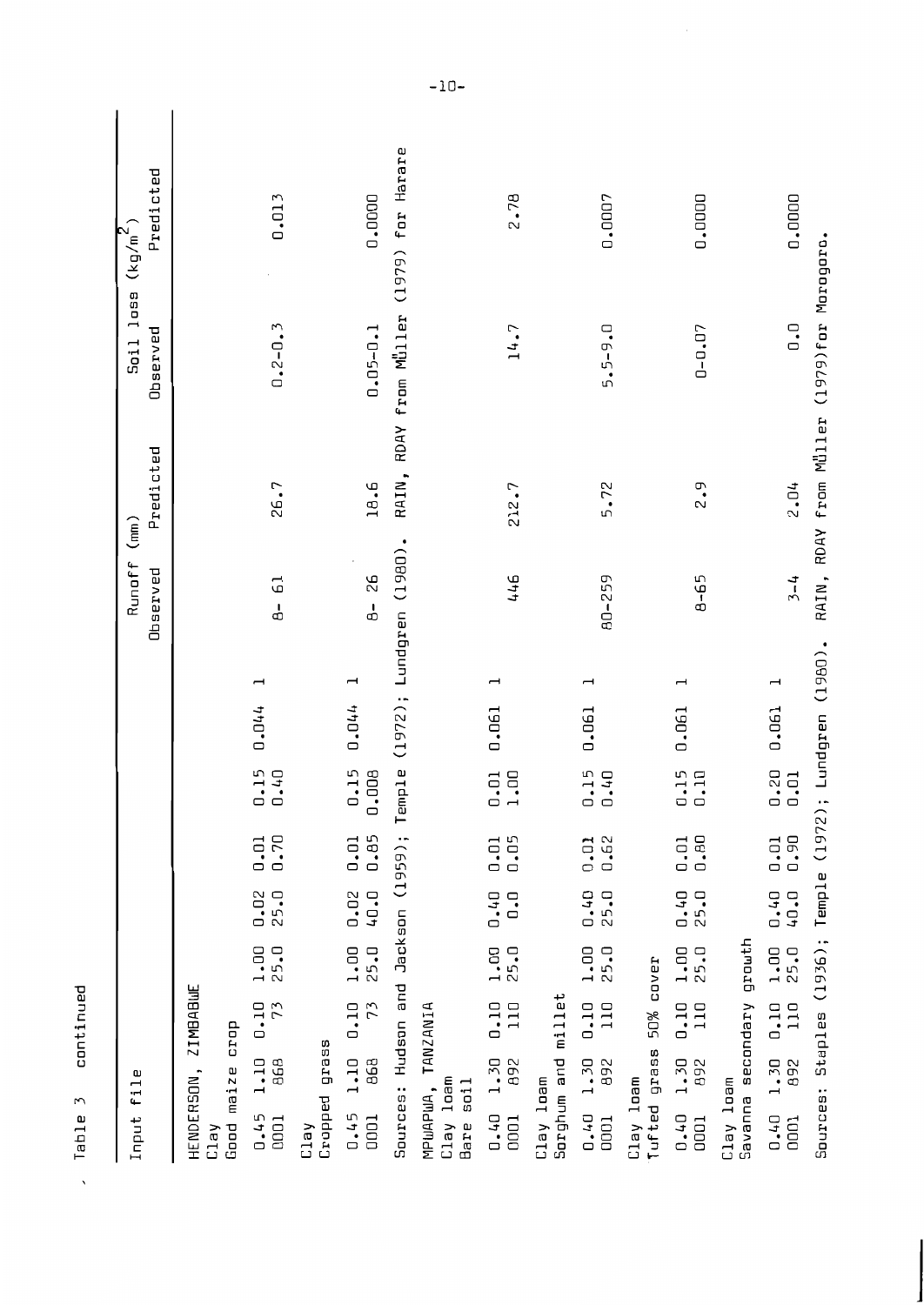Table 3 continued

| Input file | | | | | | | | | Runoff (mm) | | Soil loss ($kg/m^2$) | |
|---|---|---|---|---|---|---|---|---|---|---|---|---|
| | | | | | | | | | Observed | Predicted | Observed | Predicted |
| HENDERSON, ZIMBABWE | | | | | | | | | | | | |
| Clay | | | | | | | | | | | | |
| Good maize crop | | | | | | | | | | | | |
| 0.45 | 1.10 | 0.10 | 1.00 | 0.02 | 0.01 | 0.15 | 0.044 | 1 | | | | |
| 0001 | 868 | 73 | 25.0 | 25.0 | 0.70 | 0.40 | | | 8- 61 | 26.7 | 0.2-0.3 | 0.013 |
| Clay | | | | | | | | | | | | |
| Cropped grass | | | | | | | | | | | | |
| 0.45 | 1.10 | 0.10 | 1.00 | 0.02 | 0.01 | 0.15 | 0.044 | 1 | | | | |
| 0001 | 868 | 73 | 25.0 | 40.0 | 0.85 | 0.008 | | | 8- 26 | 18.6 | 0.05-0.1 | 0.0000 |
| Sources: Hudson and Jackson (1959); Temple (1972); Lundgren (1980). RAIN, RDAY from Müller (1979) for Harare | | | | | | | | | | | | |
| MPWAPWA, TANZANIA | | | | | | | | | | | | |
| Clay loam | | | | | | | | | | | | |
| Bare soil | | | | | | | | | | | | |
| 0.40 | 1.30 | 0.10 | 1.00 | 0.40 | 0.01 | 0.01 | 0.061 | 1 | | | | |
| 0001 | 892 | 110 | 25.0 | 0.0 | 0.05 | 1.00 | | | 446 | 212.7 | 14.7 | 2.78 |
| Clay loam | | | | | | | | | | | | |
| Sorghum and millet | | | | | | | | | | | | |
| 0.40 | 1.30 | 0.10 | 1.00 | 0.40 | 0.01 | 0.15 | 0.061 | 1 | | | | |
| 0001 | 892 | 110 | 25.0 | 25.0 | 0.62 | 0.40 | | | 80-259 | 5.72 | 5.5-9.0 | 0.0007 |
| Clay loam | | | | | | | | | | | | |
| Tufted grass 50% cover | | | | | | | | | | | | |
| 0.40 | 1.30 | 0.10 | 1.00 | 0.40 | 0.01 | 0.15 | 0.061 | 1 | | | | |
| 0001 | 892 | 110 | 25.0 | 25.0 | 0.80 | 0.10 | | | 8-65 | 2.9 | 0-0.07 | 0.0000 |
| Clay loam | | | | | | | | | | | | |
| Savanna secondary growth | | | | | | | | | | | | |
| 0.40 | 1.30 | 0.10 | 1.00 | 0.40 | 0.01 | 0.20 | 0.061 | 1 | | | | |
| 0001 | 892 | 110 | 25.0 | 40.0 | 0.90 | 0.01 | | | 3-4 | 2.04 | 0.0 | 0.0000 |
| Sources: Staples (1936); Temple (1972); Lundgren (1980). RAIN, RDAY from Müller (1979) for Morogoro. | | | | | | | | | | | | |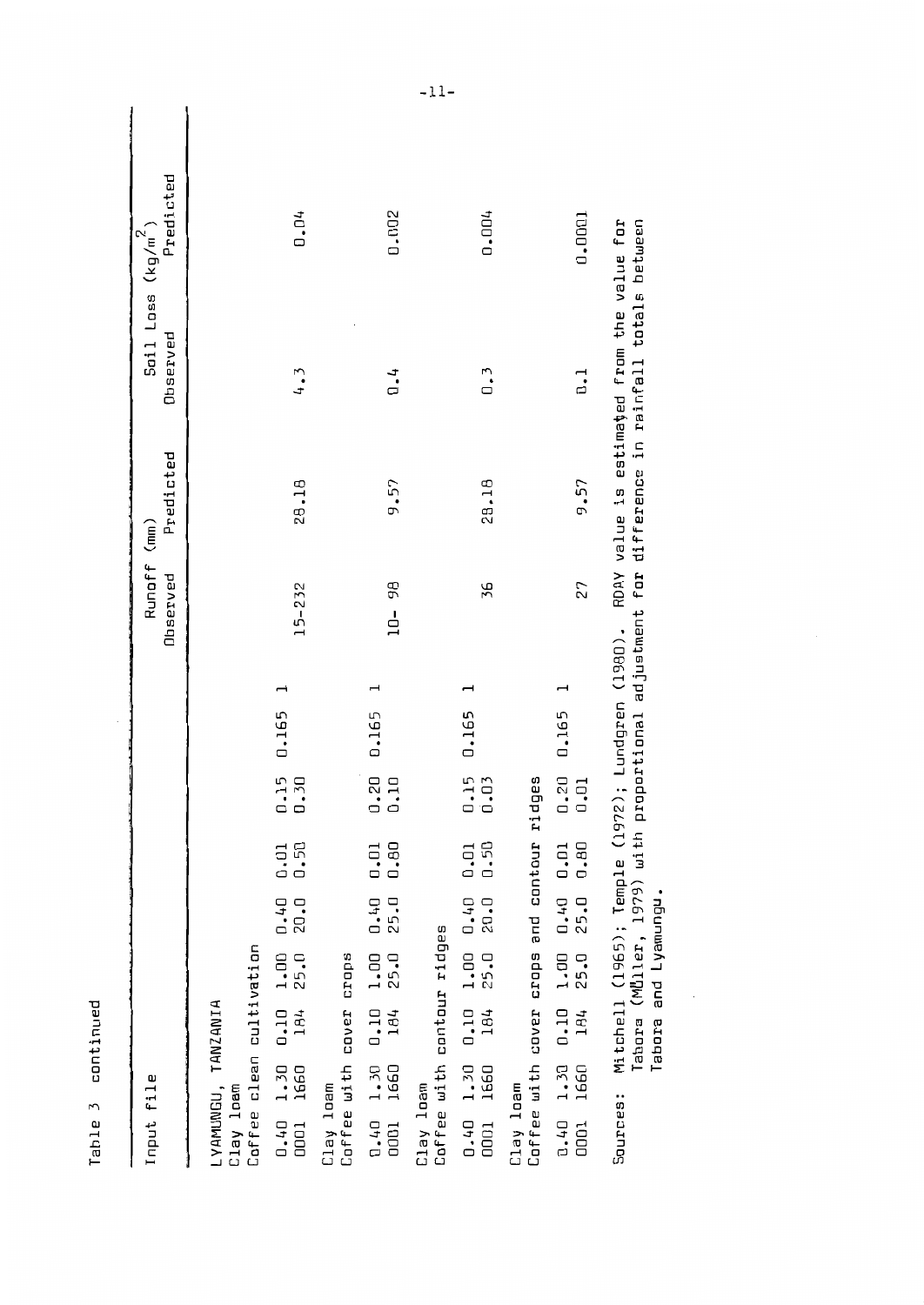Table 3 continued

| Input file | Runoff (mm) | | Soil Loss ($kg/m^2$) | |
|---|---|---|---|---|
| | Observed | Predicted | Observed | Predicted |
| LYAMUNGU, TANZANIA<br>Clay loam<br>Coffee clean cultivation | | | | |
| 0.40 1.30 0.10 1.00 0.40 0.01 0.15 0.165 1<br>0001 1660 184 25.0 20.0 0.50 0.30 | 15–232 | 28.18 | 4.3 | 0.04 |
| Clay loam<br>Coffee with cover crops | | | | |
| 0.40 1.30 0.10 1.00 0.40 0.01 0.20 0.165 1<br>0001 1660 184 25.0 25.0 0.80 0.10 | 10– 98 | 9.57 | 0.4 | 0.002 |
| Clay loam<br>Coffee with contour ridges | | | | |
| 0.40 1.30 0.10 1.00 0.40 0.01 0.15 0.165 1<br>0001 1660 184 25.0 20.0 0.50 0.03 | 36 | 28.18 | 0.3 | 0.004 |
| Clay loam<br>Coffee with cover crops and contour ridges | | | | |
| 0.40 1.30 0.10 1.00 0.40 0.01 0.20 0.165 1<br>0001 1660 184 25.0 25.0 0.80 0.01 | 27 | 9.57 | 0.1 | 0.0001 |

Sources: Mitchell (1965); Temple (1972); Lundgren (1980). RDAY value is estimated from the value for Tabora (Müller, 1979) with proportional adjustment for difference in rainfall totals between Tabora and Lyamungu.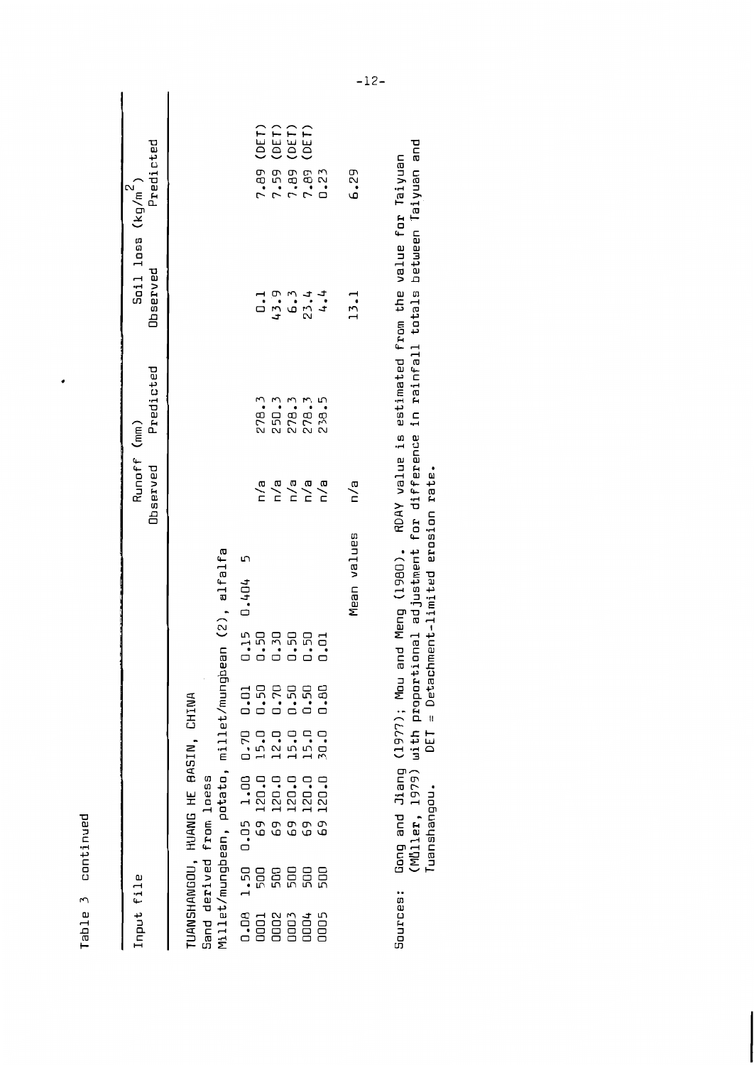Table 3 continued

| Input file | Runoff (mm) | | Soil loss (kg/m$^2$) | |
|---|---|---|---|---|
| | Observed | Predicted | Observed | Predicted |
| TUANSHANGOU, HUANG HE BASIN, CHINA | | | | |
| Sand derived from loess | | | | |
| Millet/mungbean, potato, millet/mungbean (2), alfalfa | | | | |
| 0.08 1.50 0.05 1.00 0.70 0.01 0.15 0.404 5 | | | | |
| 0001 500 69 120.0 15.0 0.50 0.50 | n/a | 278.3 | 0.1 | 7.89 (DET) |
| 0002 500 69 120.0 12.0 0.70 0.30 | n/a | 250.3 | 43.9 | 7.59 (DET) |
| 0003 500 69 120.0 15.0 0.50 0.50 | n/a | 278.3 | 6.3 | 7.89 (DET) |
| 0004 500 69 120.0 15.0 0.50 0.50 | n/a | 278.3 | 23.4 | 7.89 (DET) |
| 0005 500 69 120.0 30.0 0.80 0.01 | n/a | 238.5 | 4.4 | 0.23 |
| Mean values | n/a | | 13.1 | 6.29 |

Sources: Gong and Jiang (1977); Mou and Meng (1980). RDAY value is estimated from the value for Taiyuan (Müller, 1979) with proportional adjustment for difference in rainfall totals between Taiyuan and Tuanshangou. DET = Detachment-limited erosion rate.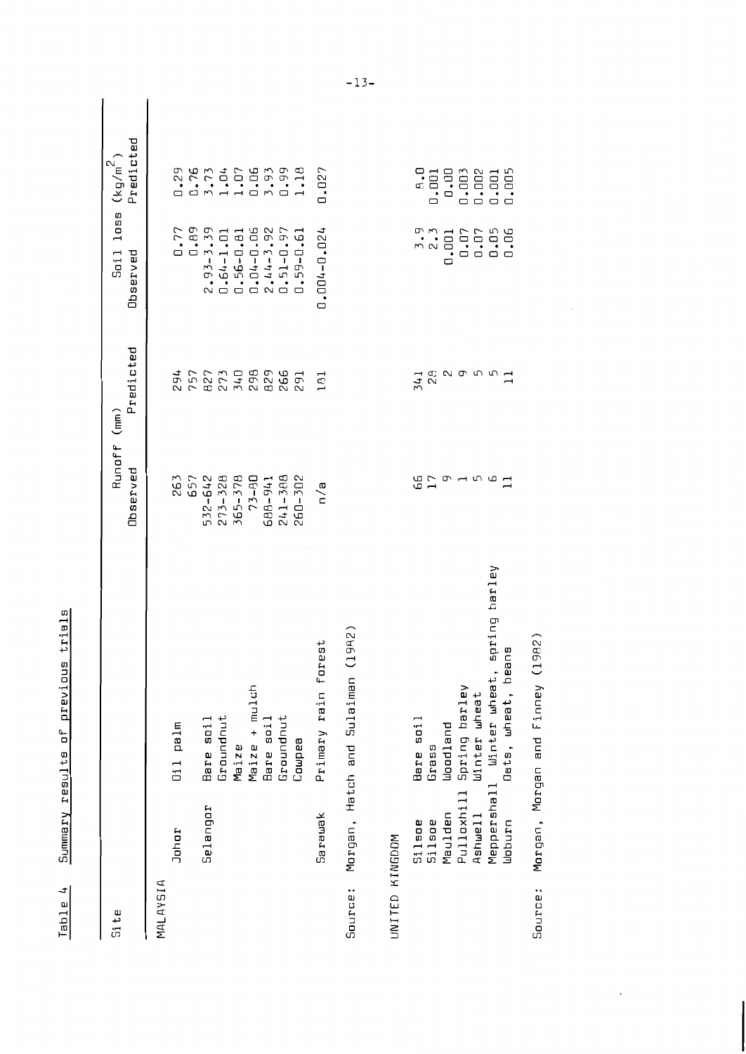Table 4 Summary results of previous trials

| Site | | Runoff (mm) | | Soil loss ($kg/m^2$) | |
|---|---|---|---|---|---|
| | | Observed | Predicted | Observed | Predicted |
| MALAYSIA | | | | | |
| Johor | Oil palm | 263 | 294 | 0.77 | 0.29 |
| | | 657 | 757 | 0.89 | 0.76 |
| Selangor | Bare soil | 532-642 | 827 | 2.93-3.39 | 3.73 |
| | Groundnut | 273-328 | 273 | 0.64-1.01 | 1.04 |
| | Maize | 365-378 | 340 | 0.56-0.81 | 1.07 |
| | Maize + mulch | 73-80 | 298 | 0.04-0.06 | 0.06 |
| | Bare soil | 688-941 | 829 | 2.44-3.92 | 3.93 |
| | Groundnut | 241-388 | 266 | 0.51-0.97 | 0.99 |
| | Cowpea | 260-302 | 291 | 0.59-0.61 | 1.18 |
| Sarawak | Primary rain forest | n/a | 181 | 0.004-0.024 | 0.027 |

Source: Morgan, Hatch and Sulaiman (1982)

| Site | | Runoff (mm) | | Soil loss ($kg/m^2$) | |
|---|---|---|---|---|---|
| | | Observed | Predicted | Observed | Predicted |
| UNITED KINGDOM | | | | | |
| Silsoe | Bare soil | 66 | 341 | 3.9 | 8.0 |
| Silsoe | Grass | 17 | 28 | 2.3 | 0.001 |
| Maulden | Woodland | 9 | 2 | 0.001 | 0.00 |
| Pulloxhill | Spring barley | 1 | 9 | 0.07 | 0.003 |
| Ashwell | Winter wheat | 5 | 5 | 0.07 | 0.002 |
| Meppershall | Winter wheat, spring barley | 6 | 5 | 0.05 | 0.001 |
| Woburn | Oats, wheat, beans | 11 | 11 | 0.06 | 0.005 |

Source: Morgan, Morgan and Finney (1982)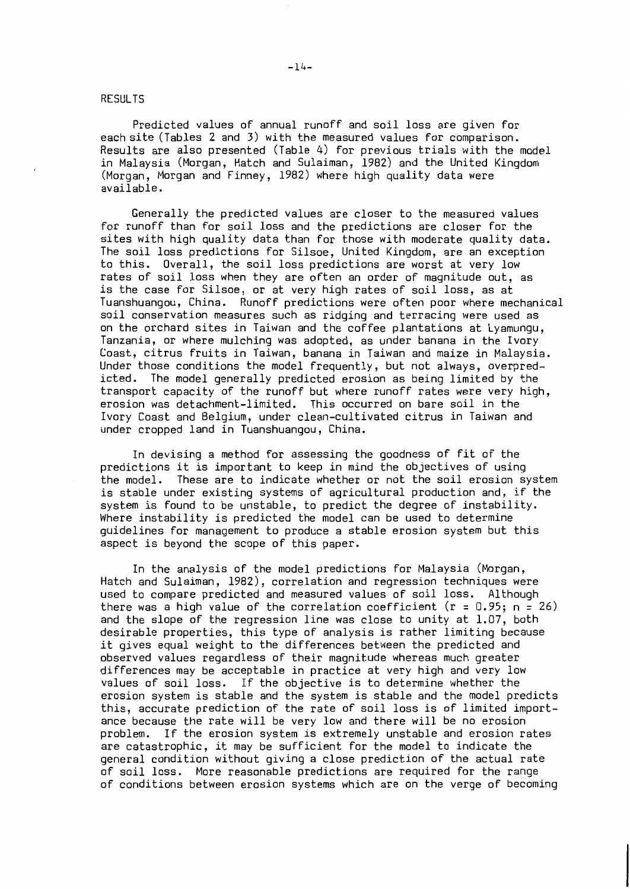## RESULTS

Predicted values of annual runoff and soil loss are given for each site (Tables 2 and 3) with the measured values for comparison. Results are also presented (Table 4) for previous trials with the model in Malaysia (Morgan, Hatch and Sulaiman, 1982) and the United Kingdom (Morgan, Morgan and Finney, 1982) where high quality data were available.

Generally the predicted values are closer to the measured values for runoff than for soil loss and the predictions are closer for the sites with high quality data than for those with moderate quality data. The soil loss predictions for Silsoe, United Kingdom, are an exception to this. Overall, the soil loss predictions are worst at very low rates of soil loss when they are often an order of magnitude out, as is the case for Silsoe, or at very high rates of soil loss, as at Tuanshuangou, China. Runoff predictions were often poor where mechanical soil conservation measures such as ridging and terracing were used as on the orchard sites in Taiwan and the coffee plantations at Lyamungu, Tanzania, or where mulching was adopted, as under banana in the Ivory Coast, citrus fruits in Taiwan, banana in Taiwan and maize in Malaysia. Under those conditions the model frequently, but not always, overpredicted. The model generally predicted erosion as being limited by the transport capacity of the runoff but where runoff rates were very high, erosion was detachment-limited. This occurred on bare soil in the Ivory Coast and Belgium, under clean-cultivated citrus in Taiwan and under cropped land in Tuanshuangou, China.

In devising a method for assessing the goodness of fit of the predictions it is important to keep in mind the objectives of using the model. These are to indicate whether or not the soil erosion system is stable under existing systems of agricultural production and, if the system is found to be unstable, to predict the degree of instability. Where instability is predicted the model can be used to determine guidelines for management to produce a stable erosion system but this aspect is beyond the scope of this paper.

In the analysis of the model predictions for Malaysia (Morgan, Hatch and Sulaiman, 1982), correlation and regression techniques were used to compare predicted and measured values of soil loss. Although there was a high value of the correlation coefficient ($r = 0.95$; $n = 26$) and the slope of the regression line was close to unity at 1.07, both desirable properties, this type of analysis is rather limiting because it gives equal weight to the differences between the predicted and observed values regardless of their magnitude whereas much greater differences may be acceptable in practice at very high and very low values of soil loss. If the objective is to determine whether the erosion system is stable and the system is stable and the model predicts this, accurate prediction of the rate of soil loss is of limited importance because the rate will be very low and there will be no erosion problem. If the erosion system is extremely unstable and erosion rates are catastrophic, it may be sufficient for the model to indicate the general condition without giving a close prediction of the actual rate of soil loss. More reasonable predictions are required for the range of conditions between erosion systems which are on the verge of becoming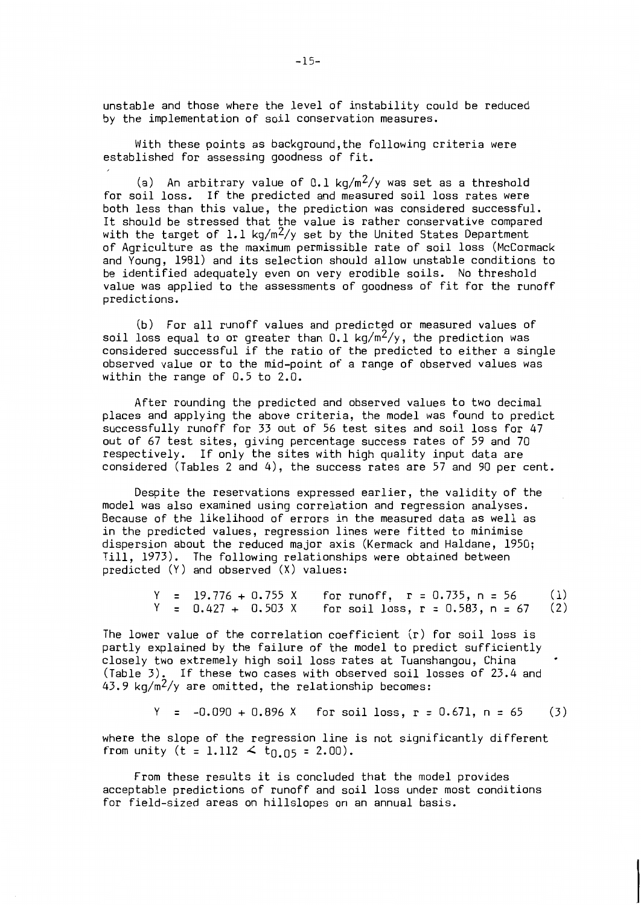unstable and those where the level of instability could be reduced by the implementation of soil conservation measures.

With these points as background, the following criteria were established for assessing goodness of fit.

(a) An arbitrary value of 0.1 $kg/m^2/y$ was set as a threshold for soil loss. If the predicted and measured soil loss rates were both less than this value, the prediction was considered successful. It should be stressed that the value is rather conservative compared with the target of 1.1 $kg/m^2/y$ set by the United States Department of Agriculture as the maximum permissible rate of soil loss (McCormack and Young, 1981) and its selection should allow unstable conditions to be identified adequately even on very erodible soils. No threshold value was applied to the assessments of goodness of fit for the runoff predictions.

(b) For all runoff values and predicted or measured values of soil loss equal to or greater than 0.1 $kg/m^2/y$, the prediction was considered successful if the ratio of the predicted to either a single observed value or to the mid-point of a range of observed values was within the range of 0.5 to 2.0.

After rounding the predicted and observed values to two decimal places and applying the above criteria, the model was found to predict successfully runoff for 33 out of 56 test sites and soil loss for 47 out of 67 test sites, giving percentage success rates of 59 and 70 respectively. If only the sites with high quality input data are considered (Tables 2 and 4), the success rates are 57 and 90 per cent.

Despite the reservations expressed earlier, the validity of the model was also examined using correlation and regression analyses. Because of the likelihood of errors in the measured data as well as in the predicted values, regression lines were fitted to minimise dispersion about the reduced major axis (Kermack and Haldane, 1950; Till, 1973). The following relationships were obtained between predicted (Y) and observed (X) values:

$$Y = 19.776 + 0.755 X \quad \text{for runoff, } r = 0.735,\ n = 56 \qquad (1)$$

$$Y = 0.427 + 0.503 X \quad \text{for soil loss, } r = 0.583,\ n = 67 \qquad (2)$$

The lower value of the correlation coefficient (r) for soil loss is partly explained by the failure of the model to predict sufficiently closely two extremely high soil loss rates at Tuanshangou, China (Table 3). If these two cases with observed soil losses of 23.4 and 43.9 $kg/m^2/y$ are omitted, the relationship becomes:

$$Y = -0.090 + 0.896 X \quad \text{for soil loss, } r = 0.671,\ n = 65 \qquad (3)$$

where the slope of the regression line is not significantly different from unity ($t = 1.112 < t_{0.05} = 2.00$).

From these results it is concluded that the model provides acceptable predictions of runoff and soil loss under most conditions for field-sized areas on hillslopes on an annual basis.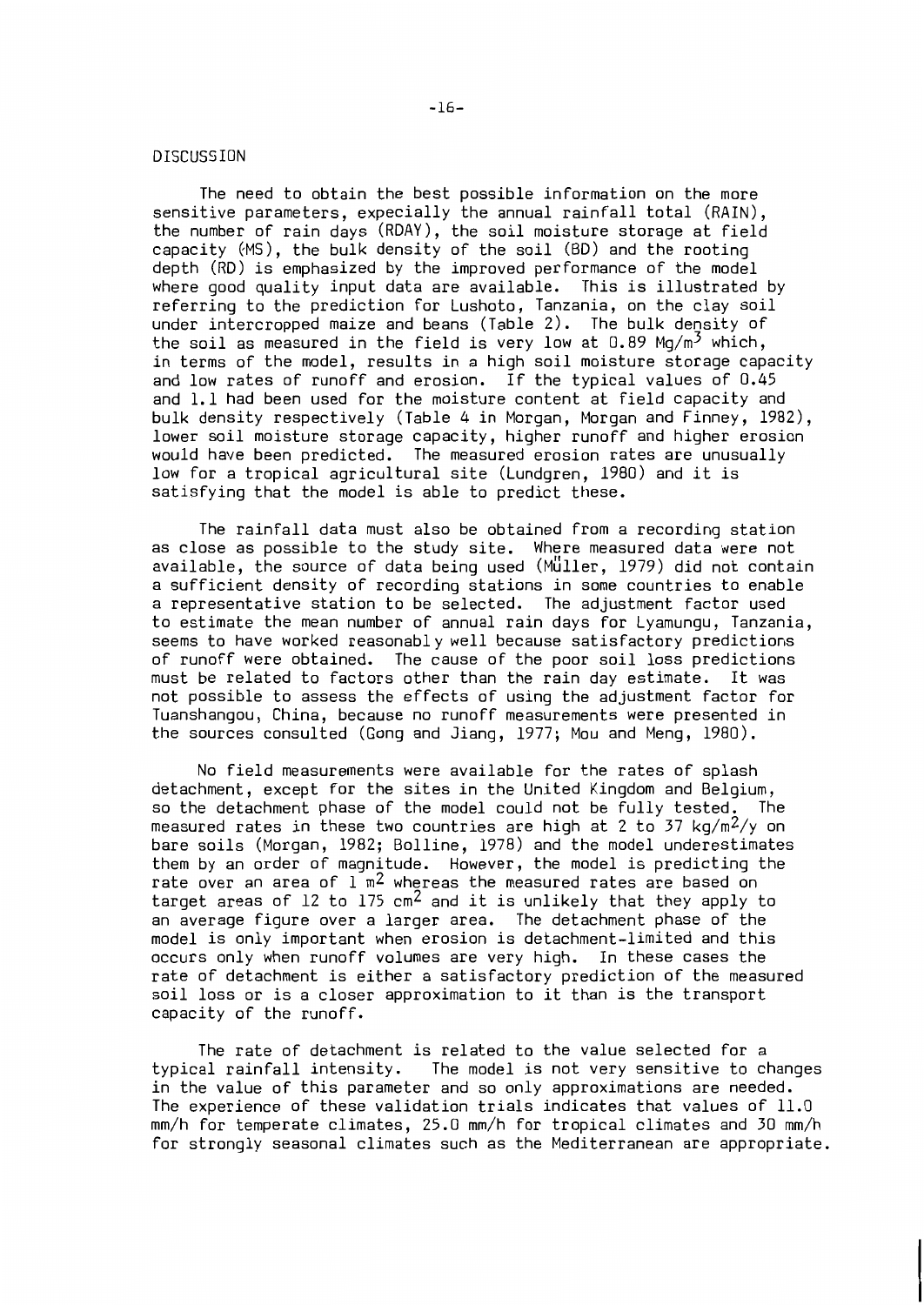## DISCUSSION

The need to obtain the best possible information on the more sensitive parameters, expecially the annual rainfall total (RAIN), the number of rain days (RDAY), the soil moisture storage at field capacity (MS), the bulk density of the soil (BD) and the rooting depth (RD) is emphasized by the improved performance of the model where good quality input data are available. This is illustrated by referring to the prediction for Lushoto, Tanzania, on the clay soil under intercropped maize and beans (Table 2). The bulk density of the soil as measured in the field is very low at 0.89 $Mg/m^3$ which, in terms of the model, results in a high soil moisture storage capacity and low rates of runoff and erosion. If the typical values of 0.45 and 1.1 had been used for the moisture content at field capacity and bulk density respectively (Table 4 in Morgan, Morgan and Finney, 1982), lower soil moisture storage capacity, higher runoff and higher erosion would have been predicted. The measured erosion rates are unusually low for a tropical agricultural site (Lundgren, 1980) and it is satisfying that the model is able to predict these.

The rainfall data must also be obtained from a recording station as close as possible to the study site. Where measured data were not available, the source of data being used (Müller, 1979) did not contain a sufficient density of recording stations in some countries to enable a representative station to be selected. The adjustment factor used to estimate the mean number of annual rain days for Lyamungu, Tanzania, seems to have worked reasonably well because satisfactory predictions of runoff were obtained. The cause of the poor soil loss predictions must be related to factors other than the rain day estimate. It was not possible to assess the effects of using the adjustment factor for Tuanshangou, China, because no runoff measurements were presented in the sources consulted (Gong and Jiang, 1977; Mou and Meng, 1980).

No field measurements were available for the rates of splash detachment, except for the sites in the United Kingdom and Belgium, so the detachment phase of the model could not be fully tested. The measured rates in these two countries are high at 2 to 37 $kg/m^2/y$ on bare soils (Morgan, 1982; Bolline, 1978) and the model underestimates them by an order of magnitude. However, the model is predicting the rate over an area of 1 $m^2$ whereas the measured rates are based on target areas of 12 to 175 $cm^2$ and it is unlikely that they apply to an average figure over a larger area. The detachment phase of the model is only important when erosion is detachment-limited and this occurs only when runoff volumes are very high. In these cases the rate of detachment is either a satisfactory prediction of the measured soil loss or is a closer approximation to it than is the transport capacity of the runoff.

The rate of detachment is related to the value selected for a typical rainfall intensity. The model is not very sensitive to changes in the value of this parameter and so only approximations are needed. The experience of these validation trials indicates that values of 11.0 mm/h for temperate climates, 25.0 mm/h for tropical climates and 30 mm/h for strongly seasonal climates such as the Mediterranean are appropriate.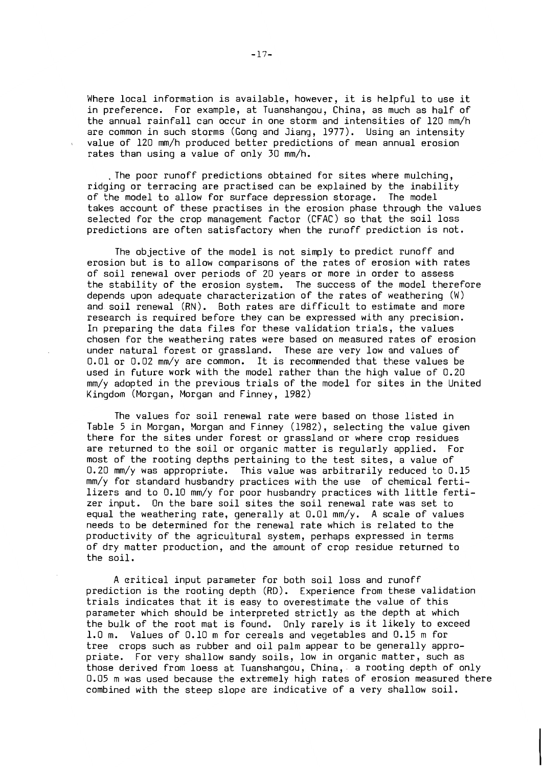Where local information is available, however, it is helpful to use it in preference. For example, at Tuanshangou, China, as much as half of the annual rainfall can occur in one storm and intensities of 120 mm/h are common in such storms (Gong and Jiang, 1977). Using an intensity value of 120 mm/h produced better predictions of mean annual erosion rates than using a value of only 30 mm/h.

The poor runoff predictions obtained for sites where mulching, ridging or terracing are practised can be explained by the inability of the model to allow for surface depression storage. The model takes account of these practises in the erosion phase through the values selected for the crop management factor (CFAC) so that the soil loss predictions are often satisfactory when the runoff prediction is not.

The objective of the model is not simply to predict runoff and erosion but is to allow comparisons of the rates of erosion with rates of soil renewal over periods of 20 years or more in order to assess the stability of the erosion system. The success of the model therefore depends upon adequate characterization of the rates of weathering (W) and soil renewal (RN). Both rates are difficult to estimate and more research is required before they can be expressed with any precision. In preparing the data files for these validation trials, the values chosen for the weathering rates were based on measured rates of erosion under natural forest or grassland. These are very low and values of 0.01 or 0.02 mm/y are common. It is recommended that these values be used in future work with the model rather than the high value of 0.20 mm/y adopted in the previous trials of the model for sites in the United Kingdom (Morgan, Morgan and Finney, 1982)

The values for soil renewal rate were based on those listed in Table 5 in Morgan, Morgan and Finney (1982), selecting the value given there for the sites under forest or grassland or where crop residues are returned to the soil or organic matter is regularly applied. For most of the rooting depths pertaining to the test sites, a value of 0.20 mm/y was appropriate. This value was arbitrarily reduced to 0.15 mm/y for standard husbandry practices with the use of chemical fertilizers and to 0.10 mm/y for poor husbandry practices with little fertilizer input. On the bare soil sites the soil renewal rate was set to equal the weathering rate, generally at 0.01 mm/y. A scale of values needs to be determined for the renewal rate which is related to the productivity of the agricultural system, perhaps expressed in terms of dry matter production, and the amount of crop residue returned to the soil.

A critical input parameter for both soil loss and runoff prediction is the rooting depth (RD). Experience from these validation trials indicates that it is easy to overestimate the value of this parameter which should be interpreted strictly as the depth at which the bulk of the root mat is found. Only rarely is it likely to exceed 1.0 m. Values of 0.10 m for cereals and vegetables and 0.15 m for tree crops such as rubber and oil palm appear to be generally appropriate. For very shallow sandy soils, low in organic matter, such as those derived from loess at Tuanshangou, China, a rooting depth of only 0.05 m was used because the extremely high rates of erosion measured there combined with the steep slope are indicative of a very shallow soil.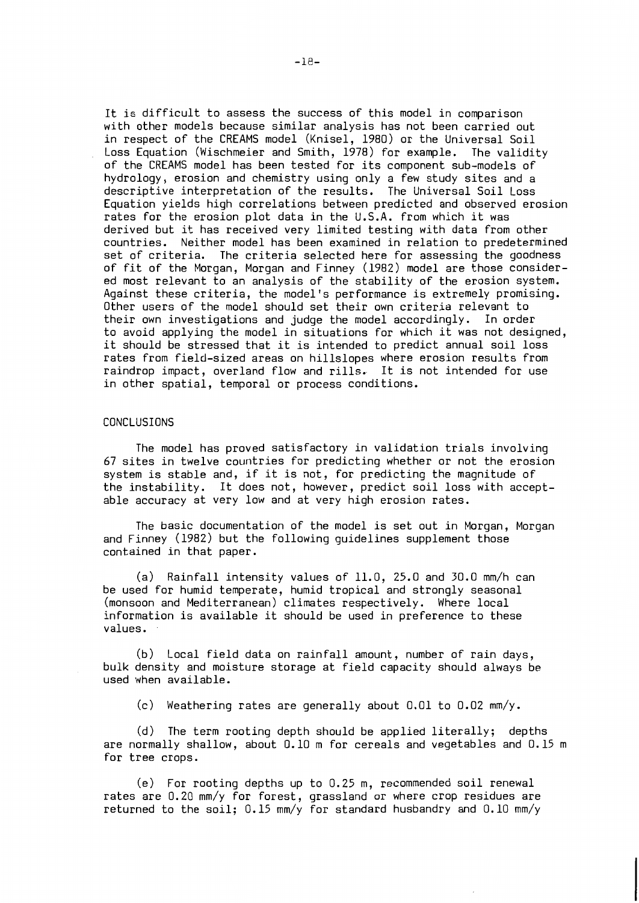It is difficult to assess the success of this model in comparison with other models because similar analysis has not been carried out in respect of the CREAMS model (Knisel, 1980) or the Universal Soil Loss Equation (Wischmeier and Smith, 1978) for example. The validity of the CREAMS model has been tested for its component sub-models of hydrology, erosion and chemistry using only a few study sites and a descriptive interpretation of the results. The Universal Soil Loss Equation yields high correlations between predicted and observed erosion rates for the erosion plot data in the U.S.A. from which it was derived but it has received very limited testing with data from other countries. Neither model has been examined in relation to predetermined set of criteria. The criteria selected here for assessing the goodness of fit of the Morgan, Morgan and Finney (1982) model are those considered most relevant to an analysis of the stability of the erosion system. Against these criteria, the model's performance is extremely promising. Other users of the model should set their own criteria relevant to their own investigations and judge the model accordingly. In order to avoid applying the model in situations for which it was not designed, it should be stressed that it is intended to predict annual soil loss rates from field-sized areas on hillslopes where erosion results from raindrop impact, overland flow and rills. It is not intended for use in other spatial, temporal or process conditions.

## CONCLUSIONS

The model has proved satisfactory in validation trials involving 67 sites in twelve countries for predicting whether or not the erosion system is stable and, if it is not, for predicting the magnitude of the instability. It does not, however, predict soil loss with acceptable accuracy at very low and at very high erosion rates.

The basic documentation of the model is set out in Morgan, Morgan and Finney (1982) but the following guidelines supplement those contained in that paper.

(a) Rainfall intensity values of 11.0, 25.0 and 30.0 mm/h can be used for humid temperate, humid tropical and strongly seasonal (monsoon and Mediterranean) climates respectively. Where local information is available it should be used in preference to these values.

(b) Local field data on rainfall amount, number of rain days, bulk density and moisture storage at field capacity should always be used when available.

(c) Weathering rates are generally about 0.01 to 0.02 mm/y.

(d) The term rooting depth should be applied literally; depths are normally shallow, about 0.10 m for cereals and vegetables and 0.15 m for tree crops.

(e) For rooting depths up to 0.25 m, recommended soil renewal rates are 0.20 mm/y for forest, grassland or where crop residues are returned to the soil; 0.15 mm/y for standard husbandry and 0.10 mm/y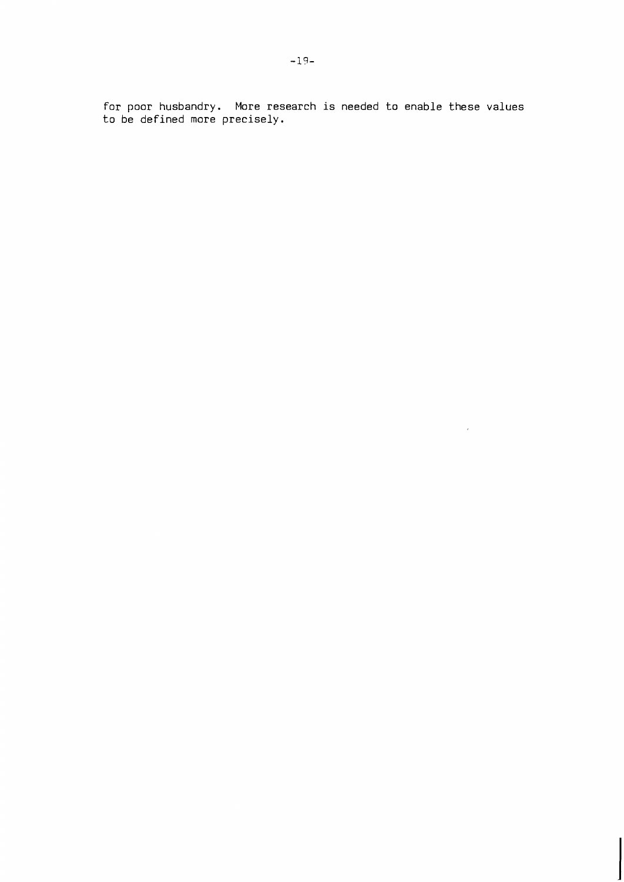for poor husbandry. More research is needed to enable these values to be defined more precisely.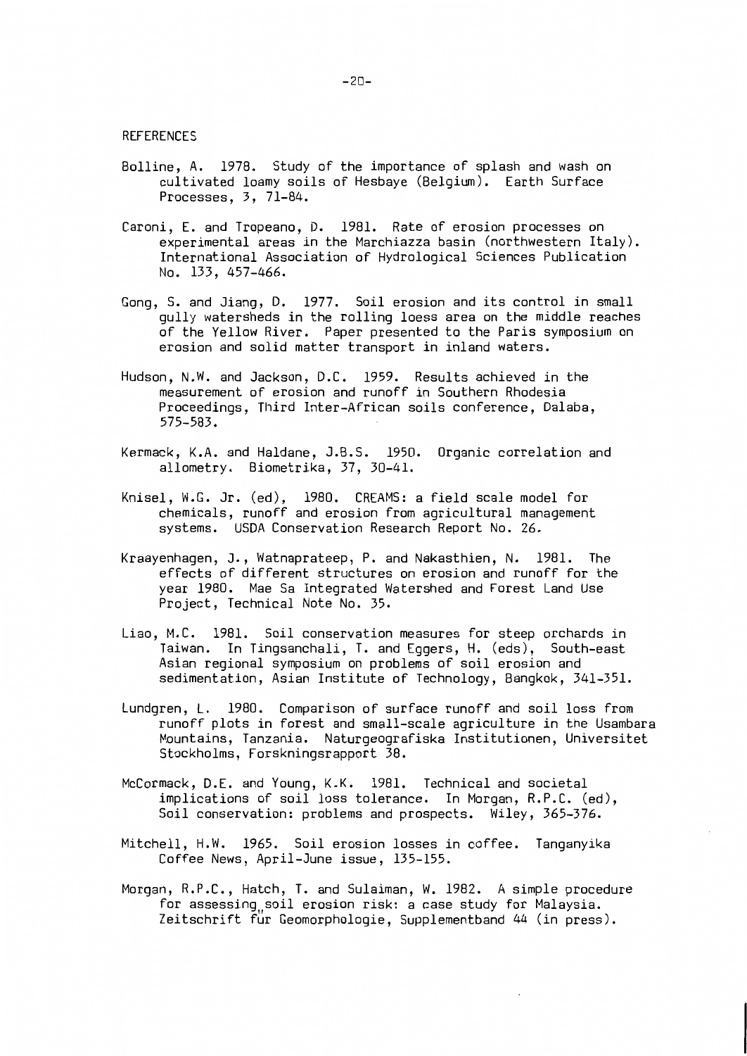## REFERENCES

Bolline, A. 1978. Study of the importance of splash and wash on cultivated loamy soils of Hesbaye (Belgium). Earth Surface Processes, 3, 71-84.

Caroni, E. and Tropeano, D. 1981. Rate of erosion processes on experimental areas in the Marchiazza basin (northwestern Italy). International Association of Hydrological Sciences Publication No. 133, 457-466.

Gong, S. and Jiang, D. 1977. Soil erosion and its control in small gully watersheds in the rolling loess area on the middle reaches of the Yellow River. Paper presented to the Paris symposium on erosion and solid matter transport in inland waters.

Hudson, N.W. and Jackson, D.C. 1959. Results achieved in the measurement of erosion and runoff in Southern Rhodesia Proceedings, Third Inter-African soils conference, Dalaba, 575-583.

Kermack, K.A. and Haldane, J.B.S. 1950. Organic correlation and allometry. Biometrika, 37, 30-41.

Knisel, W.G. Jr. (ed), 1980. CREAMS: a field scale model for chemicals, runoff and erosion from agricultural management systems. USDA Conservation Research Report No. 26.

Kraayenhagen, J., Watnaprateep, P. and Nakasthien, N. 1981. The effects of different structures on erosion and runoff for the year 1980. Mae Sa Integrated Watershed and Forest Land Use Project, Technical Note No. 35.

Liao, M.C. 1981. Soil conservation measures for steep orchards in Taiwan. In Tingsanchali, T. and Eggers, H. (eds), South-east Asian regional symposium on problems of soil erosion and sedimentation, Asian Institute of Technology, Bangkok, 341-351.

Lundgren, L. 1980. Comparison of surface runoff and soil loss from runoff plots in forest and small-scale agriculture in the Usambara Mountains, Tanzania. Naturgeografiska Institutionen, Universitet Stockholms, Forskningsrapport 38.

McCormack, D.E. and Young, K.K. 1981. Technical and societal implications of soil loss tolerance. In Morgan, R.P.C. (ed), Soil conservation: problems and prospects. Wiley, 365-376.

Mitchell, H.W. 1965. Soil erosion losses in coffee. Tanganyika Coffee News, April-June issue, 135-155.

Morgan, R.P.C., Hatch, T. and Sulaiman, W. 1982. A simple procedure for assessing soil erosion risk: a case study for Malaysia. Zeitschrift für Geomorphologie, Supplementband 44 (in press).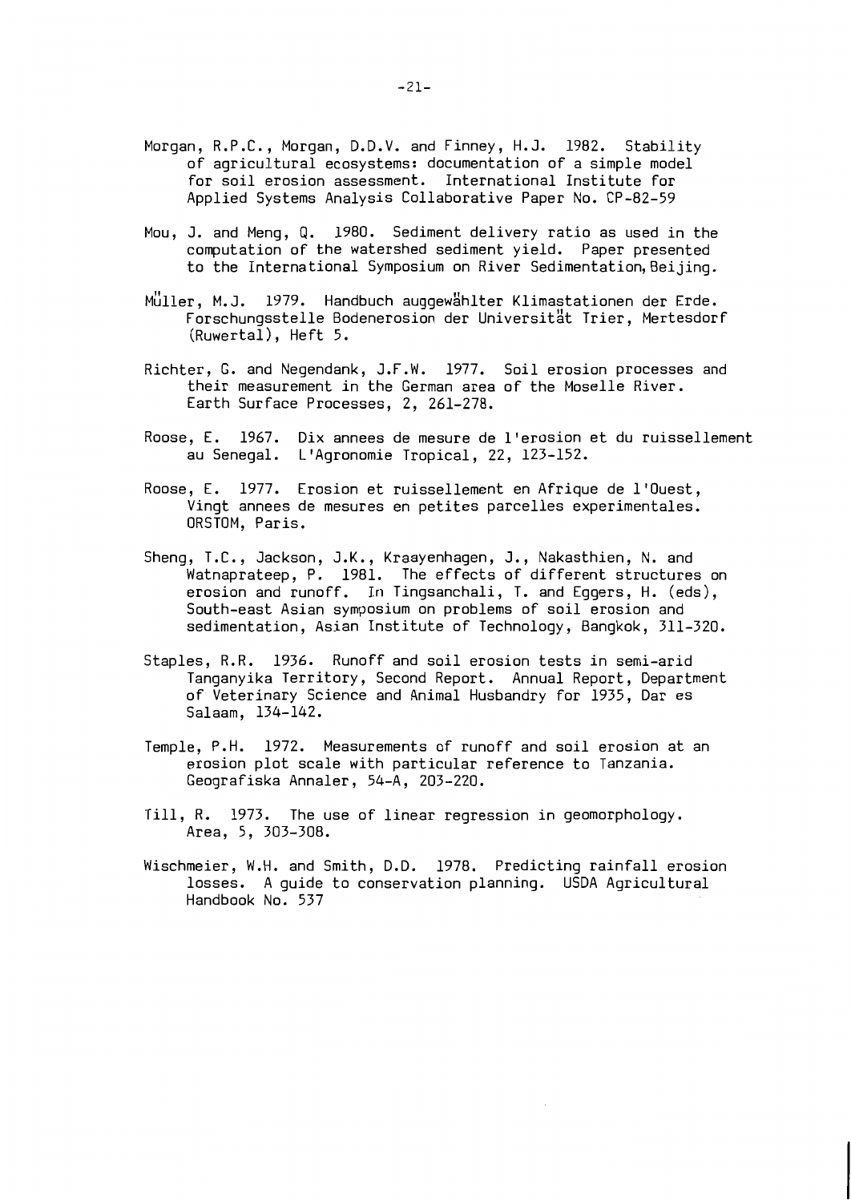Morgan, R.P.C., Morgan, D.D.V. and Finney, H.J. 1982. Stability of agricultural ecosystems: documentation of a simple model for soil erosion assessment. International Institute for Applied Systems Analysis Collaborative Paper No. CP-82-59

Mou, J. and Meng, Q. 1980. Sediment delivery ratio as used in the computation of the watershed sediment yield. Paper presented to the International Symposium on River Sedimentation, Beijing.

Müller, M.J. 1979. Handbuch auggewählter Klimastationen der Erde. Forschungsstelle Bodenerosion der Universität Trier, Mertesdorf (Ruwertal), Heft 5.

Richter, G. and Negendank, J.F.W. 1977. Soil erosion processes and their measurement in the German area of the Moselle River. Earth Surface Processes, 2, 261-278.

Roose, E. 1967. Dix annees de mesure de l'erosion et du ruissellement au Senegal. L'Agronomie Tropical, 22, 123-152.

Roose, E. 1977. Erosion et ruissellement en Afrique de l'Ouest, Vingt annees de mesures en petites parcelles experimentales. ORSTOM, Paris.

Sheng, T.C., Jackson, J.K., Kraayenhagen, J., Nakasthien, N. and Watnaprateep, P. 1981. The effects of different structures on erosion and runoff. In Tingsanchali, T. and Eggers, H. (eds), South-east Asian symposium on problems of soil erosion and sedimentation, Asian Institute of Technology, Bangkok, 311-320.

Staples, R.R. 1936. Runoff and soil erosion tests in semi-arid Tanganyika Territory, Second Report. Annual Report, Department of Veterinary Science and Animal Husbandry for 1935, Dar es Salaam, 134-142.

Temple, P.H. 1972. Measurements of runoff and soil erosion at an erosion plot scale with particular reference to Tanzania. Geografiska Annaler, 54-A, 203-220.

Till, R. 1973. The use of linear regression in geomorphology. Area, 5, 303-308.

Wischmeier, W.H. and Smith, D.D. 1978. Predicting rainfall erosion losses. A guide to conservation planning. USDA Agricultural Handbook No. 537